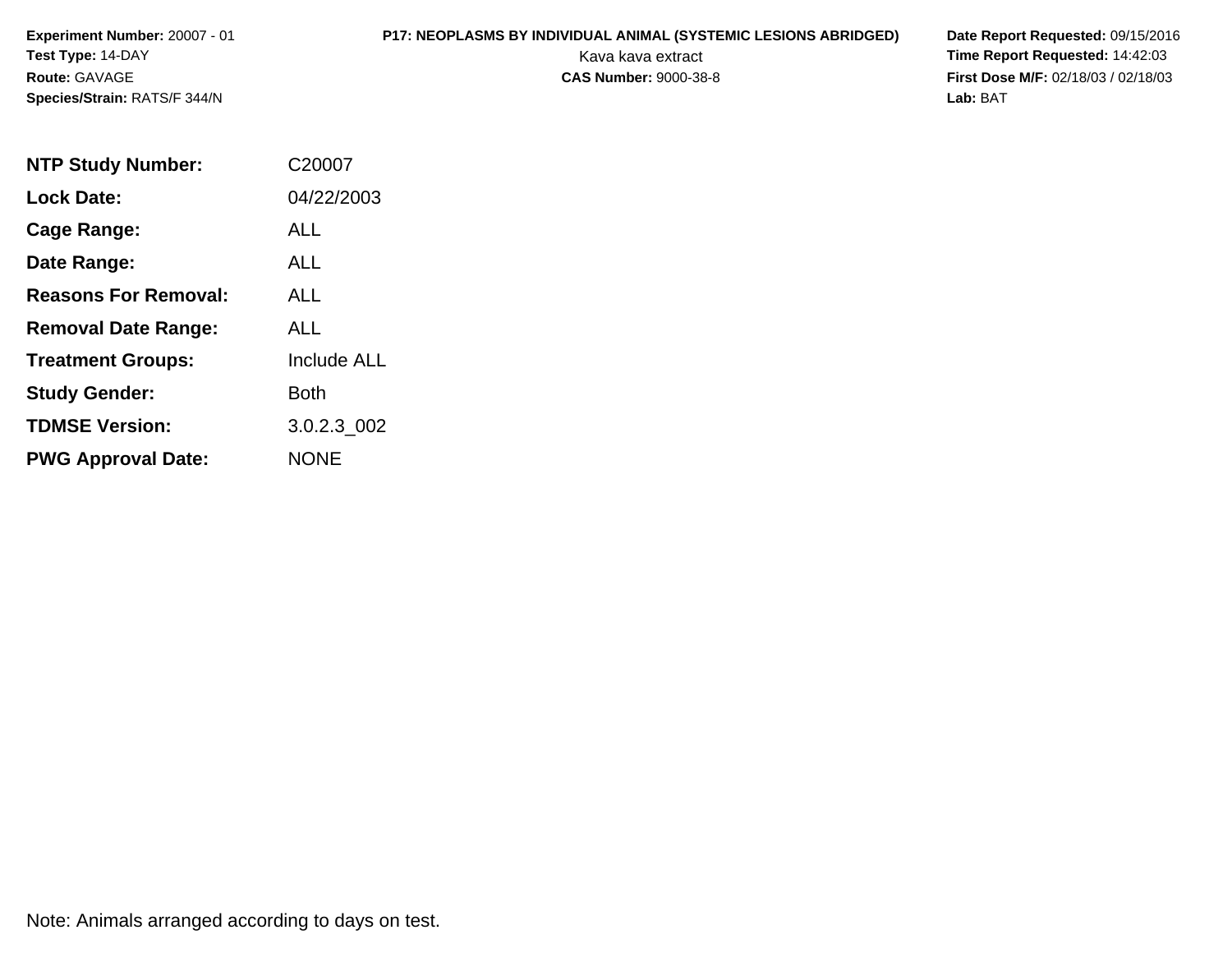**Experiment Number:** 20007 - 01
**Test Type:** 14-DAY
**Route:** GAVAGE
**Species/Strain:** RATS/F 344/N

**P17: NEOPLASMS BY INDIVIDUAL ANIMAL (SYSTEMIC LESIONS ABRIDGED)**
Kava kava extract
**CAS Number:** 9000-38-8

**Date Report Requested:** 09/15/2016
**Time Report Requested:** 14:42:03
**First Dose M/F:** 02/18/03 / 02/18/03
**Lab:** BAT

| | |
|---|---|
| **NTP Study Number:** | C20007 |
| **Lock Date:** | 04/22/2003 |
| **Cage Range:** | ALL |
| **Date Range:** | ALL |
| **Reasons For Removal:** | ALL |
| **Removal Date Range:** | ALL |
| **Treatment Groups:** | Include ALL |
| **Study Gender:** | Both |
| **TDMSE Version:** | 3.0.2.3_002 |
| **PWG Approval Date:** | NONE |

Note: Animals arranged according to days on test.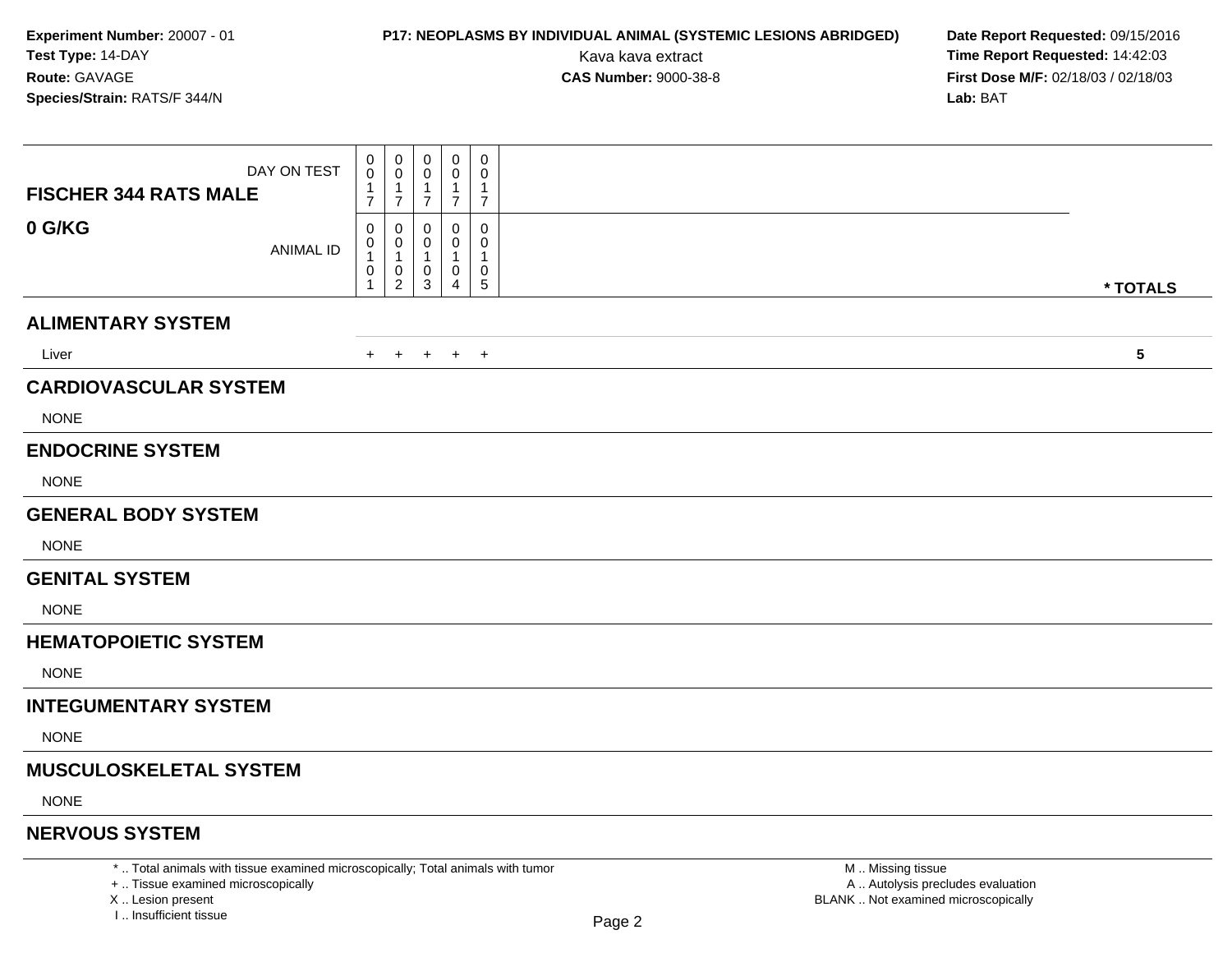**Experiment Number:** 20007 - 01
**Test Type:** 14-DAY
**Route:** GAVAGE
**Species/Strain:** RATS/F 344/N

**P17: NEOPLASMS BY INDIVIDUAL ANIMAL (SYSTEMIC LESIONS ABRIDGED)**
Kava kava extract
**CAS Number:** 9000-38-8

**Date Report Requested:** 09/15/2016
**Time Report Requested:** 14:42:03
**First Dose M/F:** 02/18/03 / 02/18/03
**Lab:** BAT

| FISCHER 344 RATS MALE — DAY ON TEST | 0017 | 0017 | 0017 | 0017 | 0017 | |
|---|---|---|---|---|---|---|
| **0 G/KG** — ANIMAL ID | 00101 | 00102 | 00103 | 00104 | 00105 | *** TOTALS** |
| **ALIMENTARY SYSTEM** | | | | | | |
| Liver | + | + | + | + | + | **5** |
| **CARDIOVASCULAR SYSTEM** | | | | | | |
| NONE | | | | | | |
| **ENDOCRINE SYSTEM** | | | | | | |
| NONE | | | | | | |
| **GENERAL BODY SYSTEM** | | | | | | |
| NONE | | | | | | |
| **GENITAL SYSTEM** | | | | | | |
| NONE | | | | | | |
| **HEMATOPOIETIC SYSTEM** | | | | | | |
| NONE | | | | | | |
| **INTEGUMENTARY SYSTEM** | | | | | | |
| NONE | | | | | | |
| **MUSCULOSKELETAL SYSTEM** | | | | | | |
| NONE | | | | | | |
| **NERVOUS SYSTEM** | | | | | | |

* .. Total animals with tissue examined microscopically; Total animals with tumor
+ .. Tissue examined microscopically
X .. Lesion present
I .. Insufficient tissue

M .. Missing tissue
A .. Autolysis precludes evaluation
BLANK .. Not examined microscopically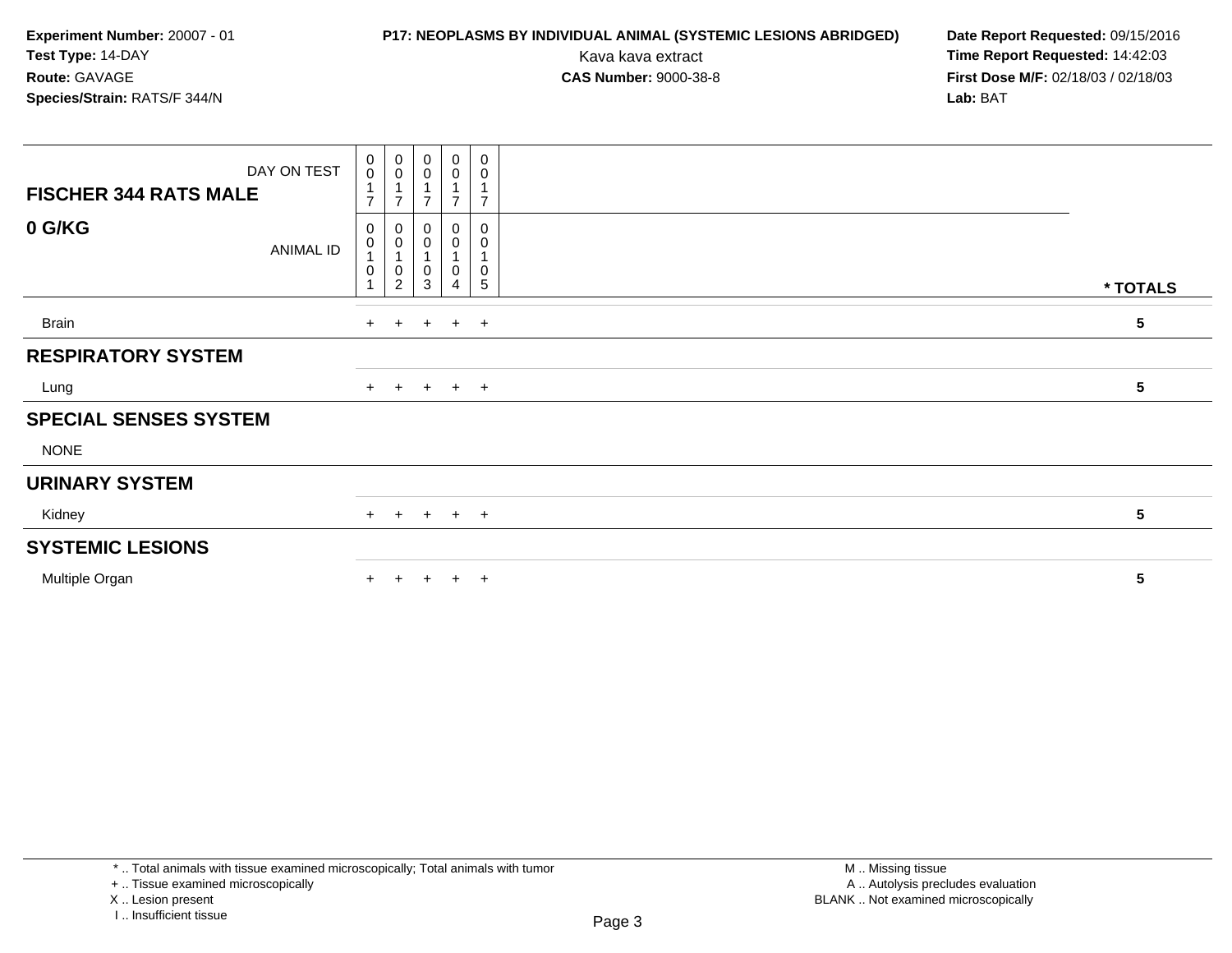**Experiment Number:** 20007 - 01
**Test Type:** 14-DAY
**Route:** GAVAGE
**Species/Strain:** RATS/F 344/N

**P17: NEOPLASMS BY INDIVIDUAL ANIMAL (SYSTEMIC LESIONS ABRIDGED)**
Kava kava extract
**CAS Number:** 9000-38-8

**Date Report Requested:** 09/15/2016
**Time Report Requested:** 14:42:03
**First Dose M/F:** 02/18/03 / 02/18/03
**Lab:** BAT

| FISCHER 344 RATS MALE 0 G/KG | | | | | | |
|---|---|---|---|---|---|---|
| DAY ON TEST | 0017 | 0017 | 0017 | 0017 | 0017 | |
| ANIMAL ID | 00101 | 00102 | 00103 | 00104 | 00105 | * TOTALS |
| Brain | + | + | + | + | + | 5 |
| **RESPIRATORY SYSTEM** | | | | | | |
| Lung | + | + | + | + | + | 5 |
| **SPECIAL SENSES SYSTEM** | | | | | | |
| NONE | | | | | | |
| **URINARY SYSTEM** | | | | | | |
| Kidney | + | + | + | + | + | 5 |
| **SYSTEMIC LESIONS** | | | | | | |
| Multiple Organ | + | + | + | + | + | 5 |

* .. Total animals with tissue examined microscopically; Total animals with tumor
+ .. Tissue examined microscopically
X .. Lesion present
I .. Insufficient tissue

M .. Missing tissue
A .. Autolysis precludes evaluation
BLANK .. Not examined microscopically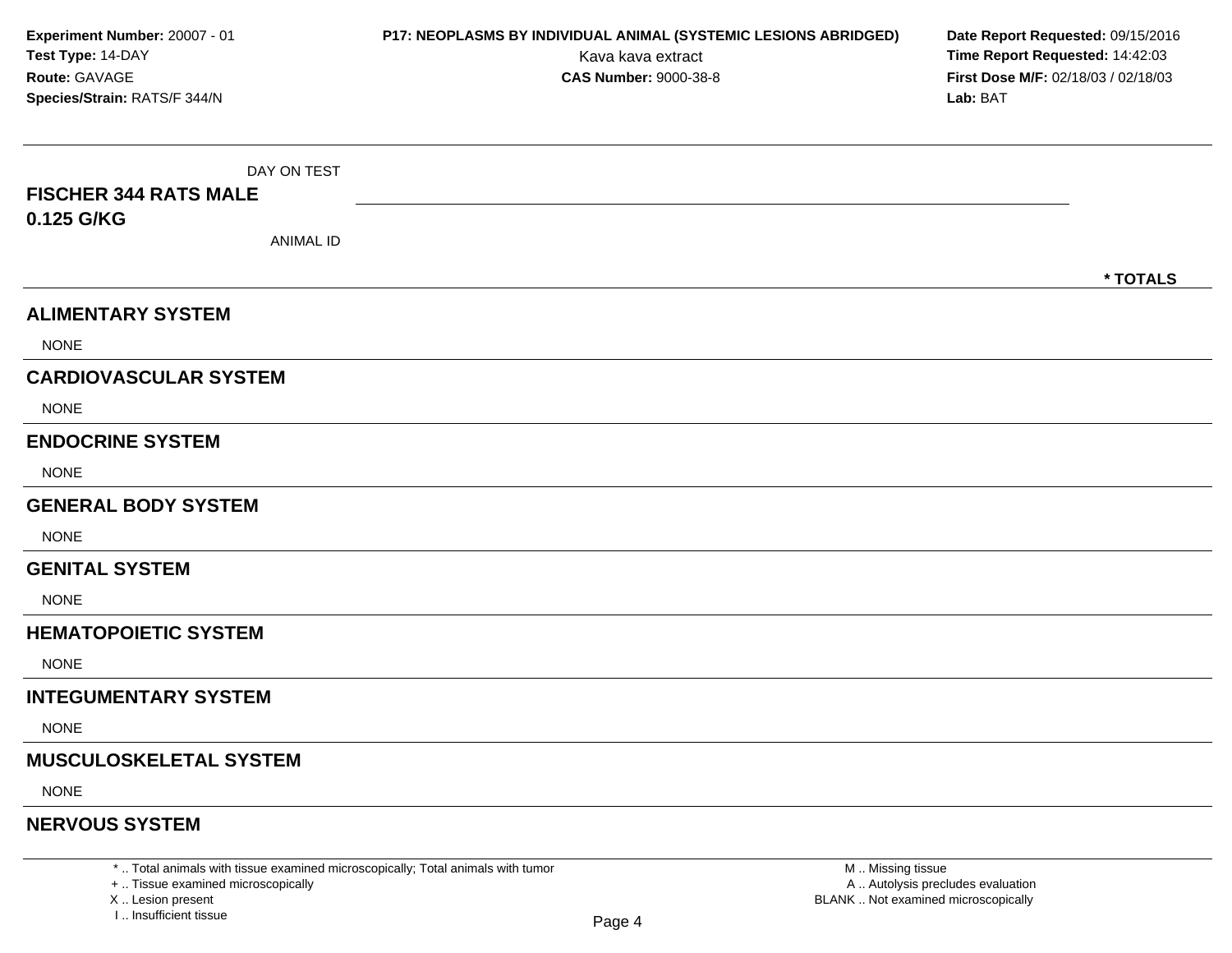**Experiment Number:** 20007 - 01
**Test Type:** 14-DAY
**Route:** GAVAGE
**Species/Strain:** RATS/F 344/N

**P17: NEOPLASMS BY INDIVIDUAL ANIMAL (SYSTEMIC LESIONS ABRIDGED)**
Kava kava extract
**CAS Number:** 9000-38-8

**Date Report Requested:** 09/15/2016
**Time Report Requested:** 14:42:03
**First Dose M/F:** 02/18/03 / 02/18/03
**Lab:** BAT

DAY ON TEST

**FISCHER 344 RATS MALE**
**0.125 G/KG**

ANIMAL ID

**\* TOTALS**

## ALIMENTARY SYSTEM

NONE

## CARDIOVASCULAR SYSTEM

NONE

## ENDOCRINE SYSTEM

NONE

## GENERAL BODY SYSTEM

NONE

## GENITAL SYSTEM

NONE

## HEMATOPOIETIC SYSTEM

NONE

## INTEGUMENTARY SYSTEM

NONE

## MUSCULOSKELETAL SYSTEM

NONE

## NERVOUS SYSTEM

\* .. Total animals with tissue examined microscopically; Total animals with tumor
\+ .. Tissue examined microscopically
X .. Lesion present
I .. Insufficient tissue

M .. Missing tissue
A .. Autolysis precludes evaluation
BLANK .. Not examined microscopically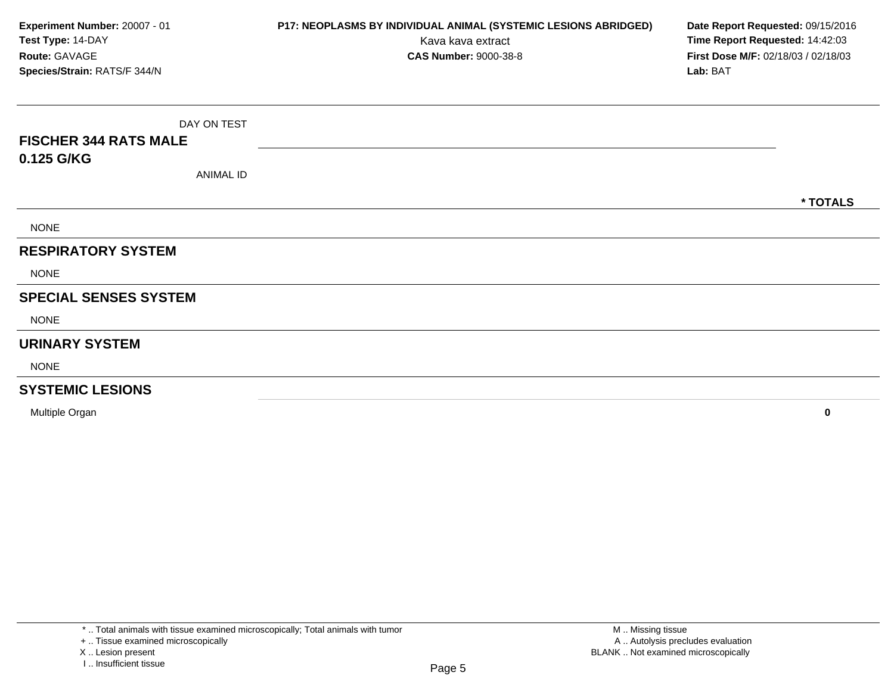**Experiment Number:** 20007 - 01
**Test Type:** 14-DAY
**Route:** GAVAGE
**Species/Strain:** RATS/F 344/N

**P17: NEOPLASMS BY INDIVIDUAL ANIMAL (SYSTEMIC LESIONS ABRIDGED)**
Kava kava extract
**CAS Number:** 9000-38-8

**Date Report Requested:** 09/15/2016
**Time Report Requested:** 14:42:03
**First Dose M/F:** 02/18/03 / 02/18/03
**Lab:** BAT

| DAY ON TEST<br>**FISCHER 344 RATS MALE**<br>**0.125 G/KG**<br>ANIMAL ID | * TOTALS |
|---|---|
| NONE | |
| **RESPIRATORY SYSTEM** | |
| NONE | |
| **SPECIAL SENSES SYSTEM** | |
| NONE | |
| **URINARY SYSTEM** | |
| NONE | |
| **SYSTEMIC LESIONS** | |
| Multiple Organ | **0** |

\* .. Total animals with tissue examined microscopically; Total animals with tumor
\+ .. Tissue examined microscopically
X .. Lesion present
I .. Insufficient tissue

M .. Missing tissue
A .. Autolysis precludes evaluation
BLANK .. Not examined microscopically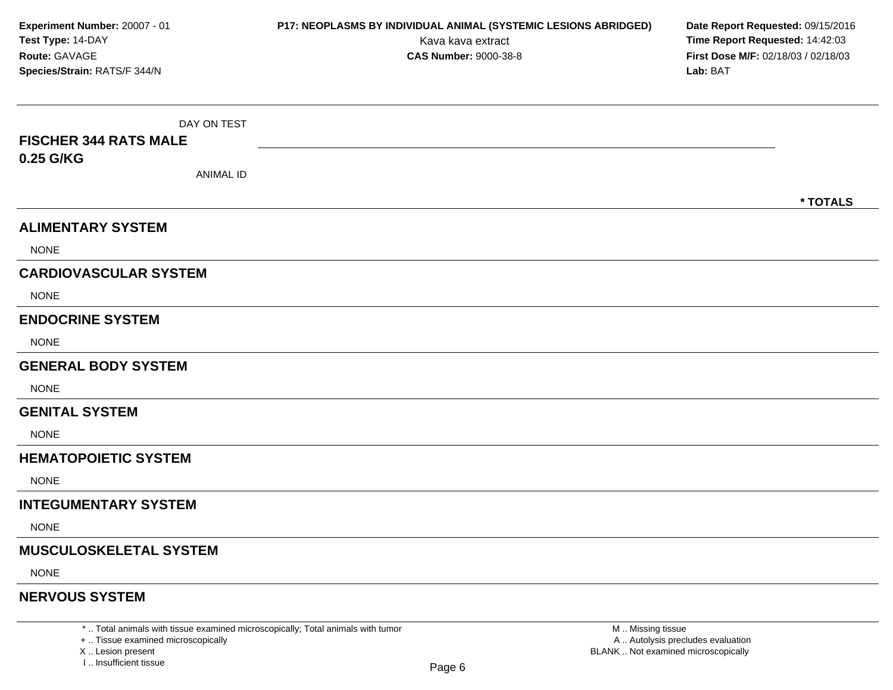**Experiment Number:** 20007 - 01
**Test Type:** 14-DAY
**Route:** GAVAGE
**Species/Strain:** RATS/F 344/N

**P17: NEOPLASMS BY INDIVIDUAL ANIMAL (SYSTEMIC LESIONS ABRIDGED)**
Kava kava extract
**CAS Number:** 9000-38-8

**Date Report Requested:** 09/15/2016
**Time Report Requested:** 14:42:03
**First Dose M/F:** 02/18/03 / 02/18/03
**Lab:** BAT

DAY ON TEST

**FISCHER 344 RATS MALE**
**0.25 G/KG**

ANIMAL ID

**\* TOTALS**

## ALIMENTARY SYSTEM

NONE

## CARDIOVASCULAR SYSTEM

NONE

## ENDOCRINE SYSTEM

NONE

## GENERAL BODY SYSTEM

NONE

## GENITAL SYSTEM

NONE

## HEMATOPOIETIC SYSTEM

NONE

## INTEGUMENTARY SYSTEM

NONE

## MUSCULOSKELETAL SYSTEM

NONE

## NERVOUS SYSTEM

\* .. Total animals with tissue examined microscopically; Total animals with tumor
+ .. Tissue examined microscopically
X .. Lesion present
I .. Insufficient tissue

M .. Missing tissue
A .. Autolysis precludes evaluation
BLANK .. Not examined microscopically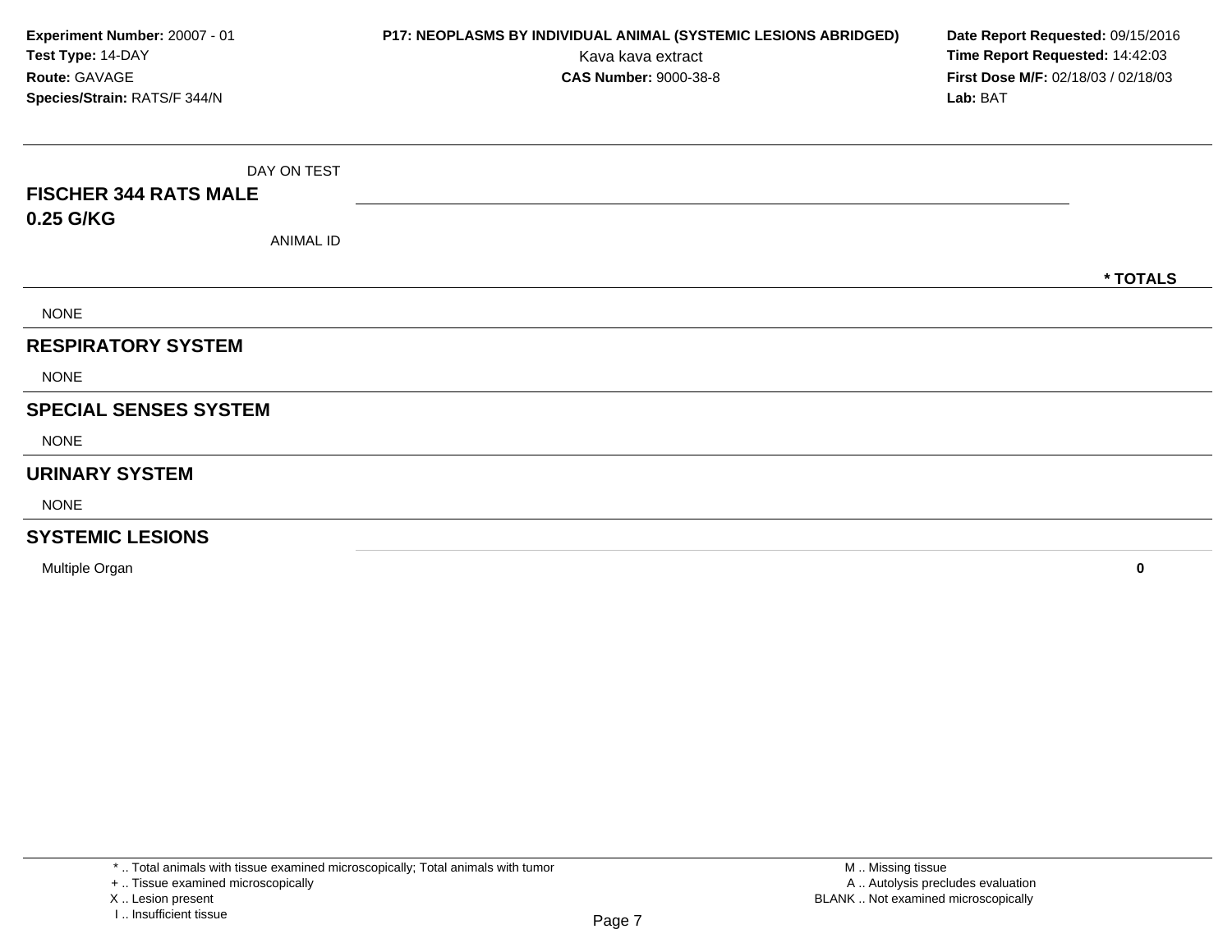**Experiment Number:** 20007 - 01
**Test Type:** 14-DAY
**Route:** GAVAGE
**Species/Strain:** RATS/F 344/N

**P17: NEOPLASMS BY INDIVIDUAL ANIMAL (SYSTEMIC LESIONS ABRIDGED)**
Kava kava extract
**CAS Number:** 9000-38-8

**Date Report Requested:** 09/15/2016
**Time Report Requested:** 14:42:03
**First Dose M/F:** 02/18/03 / 02/18/03
**Lab:** BAT

| DAY ON TEST<br>**FISCHER 344 RATS MALE**<br>**0.25 G/KG**<br>ANIMAL ID | **\* TOTALS** |
|---|---|
| NONE | |
| **RESPIRATORY SYSTEM** | |
| NONE | |
| **SPECIAL SENSES SYSTEM** | |
| NONE | |
| **URINARY SYSTEM** | |
| NONE | |
| **SYSTEMIC LESIONS** | |
| Multiple Organ | **0** |

\* .. Total animals with tissue examined microscopically; Total animals with tumor
\+ .. Tissue examined microscopically
X .. Lesion present
I .. Insufficient tissue

M .. Missing tissue
A .. Autolysis precludes evaluation
BLANK .. Not examined microscopically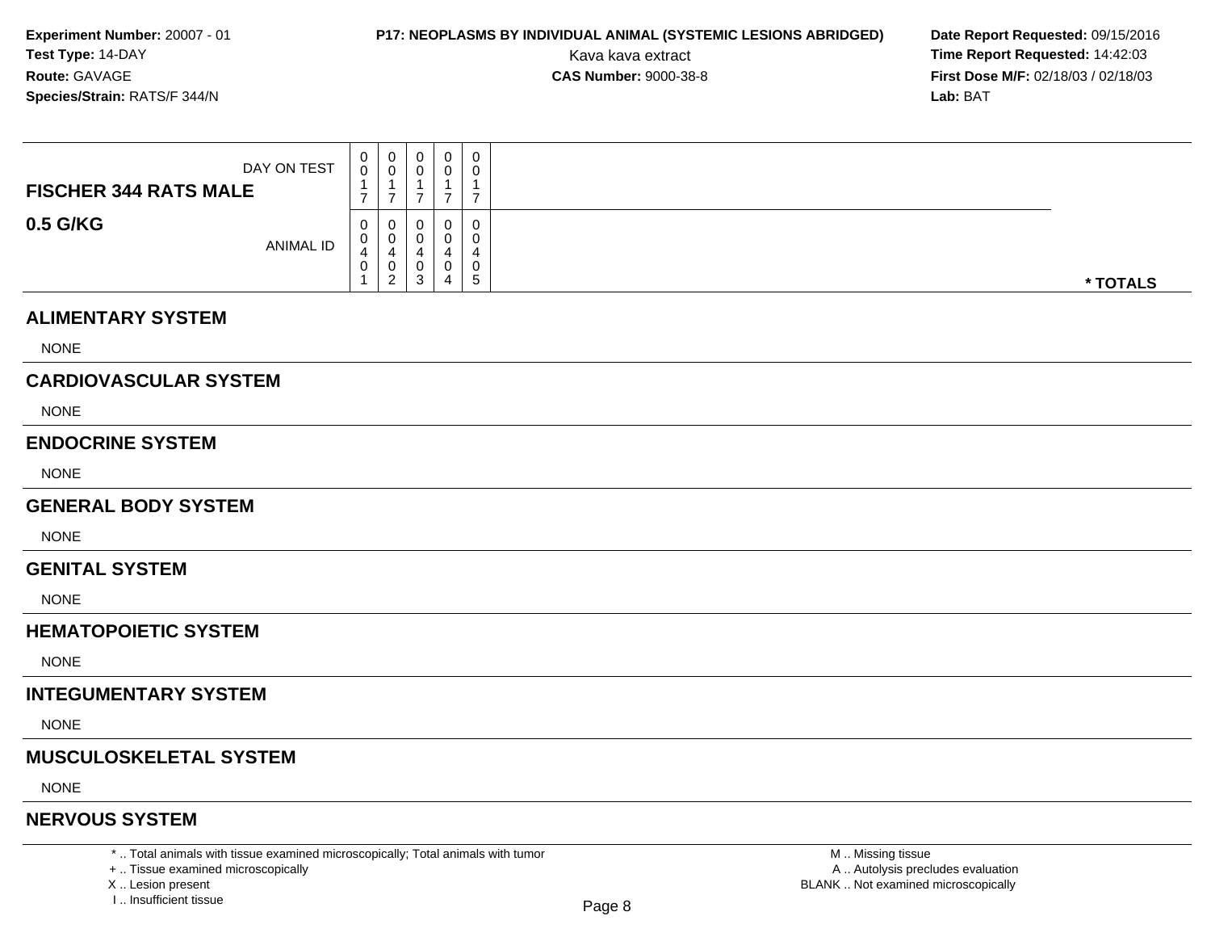**Experiment Number:** 20007 - 01
**Test Type:** 14-DAY
**Route:** GAVAGE
**Species/Strain:** RATS/F 344/N

**P17: NEOPLASMS BY INDIVIDUAL ANIMAL (SYSTEMIC LESIONS ABRIDGED)**
Kava kava extract
**CAS Number:** 9000-38-8

**Date Report Requested:** 09/15/2016
**Time Report Requested:** 14:42:03
**First Dose M/F:** 02/18/03 / 02/18/03
**Lab:** BAT

| **FISCHER 344 RATS MALE** DAY ON TEST | 0017 | 0017 | 0017 | 0017 | 0017 | |
|---|---|---|---|---|---|---|
| **0.5 G/KG** ANIMAL ID | 00401 | 00402 | 00403 | 00404 | 00405 | **\* TOTALS** |

## ALIMENTARY SYSTEM

NONE

## CARDIOVASCULAR SYSTEM

NONE

## ENDOCRINE SYSTEM

NONE

## GENERAL BODY SYSTEM

NONE

## GENITAL SYSTEM

NONE

## HEMATOPOIETIC SYSTEM

NONE

## INTEGUMENTARY SYSTEM

NONE

## MUSCULOSKELETAL SYSTEM

NONE

## NERVOUS SYSTEM

\* .. Total animals with tissue examined microscopically; Total animals with tumor
\+ .. Tissue examined microscopically
X .. Lesion present
I .. Insufficient tissue

M .. Missing tissue
A .. Autolysis precludes evaluation
BLANK .. Not examined microscopically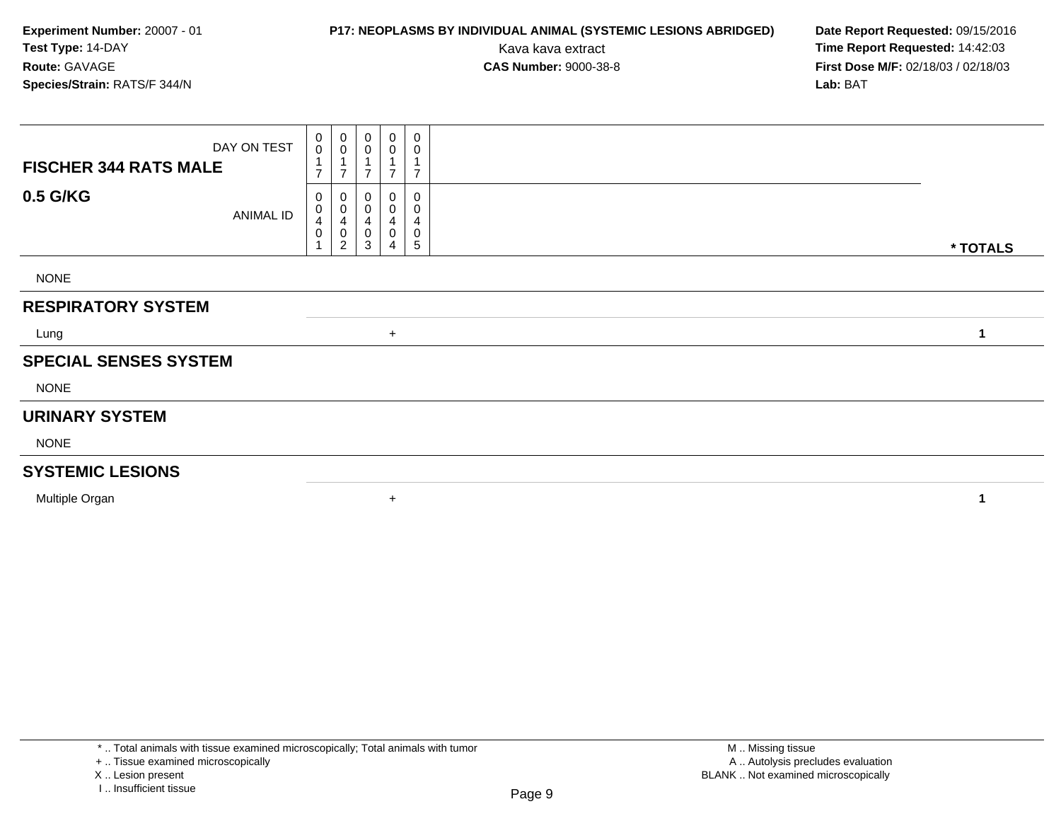**Experiment Number:** 20007 - 01
**Test Type:** 14-DAY
**Route:** GAVAGE
**Species/Strain:** RATS/F 344/N

**P17: NEOPLASMS BY INDIVIDUAL ANIMAL (SYSTEMIC LESIONS ABRIDGED)**
Kava kava extract
**CAS Number:** 9000-38-8

**Date Report Requested:** 09/15/2016
**Time Report Requested:** 14:42:03
**First Dose M/F:** 02/18/03 / 02/18/03
**Lab:** BAT

| **FISCHER 344 RATS MALE** DAY ON TEST | 0017 | 0017 | 0017 | 0017 | 0017 | |
|---|---|---|---|---|---|---|
| **0.5 G/KG** ANIMAL ID | 00401 | 00402 | 00403 | 00404 | 00405 | *** TOTALS** |
| NONE | | | | | | |
| **RESPIRATORY SYSTEM** | | | | | | |
| Lung | | | | + | | **1** |
| **SPECIAL SENSES SYSTEM** | | | | | | |
| NONE | | | | | | |
| **URINARY SYSTEM** | | | | | | |
| NONE | | | | | | |
| **SYSTEMIC LESIONS** | | | | | | |
| Multiple Organ | | | | + | | **1** |

* .. Total animals with tissue examined microscopically; Total animals with tumor
+ .. Tissue examined microscopically
X .. Lesion present
I .. Insufficient tissue

M .. Missing tissue
A .. Autolysis precludes evaluation
BLANK .. Not examined microscopically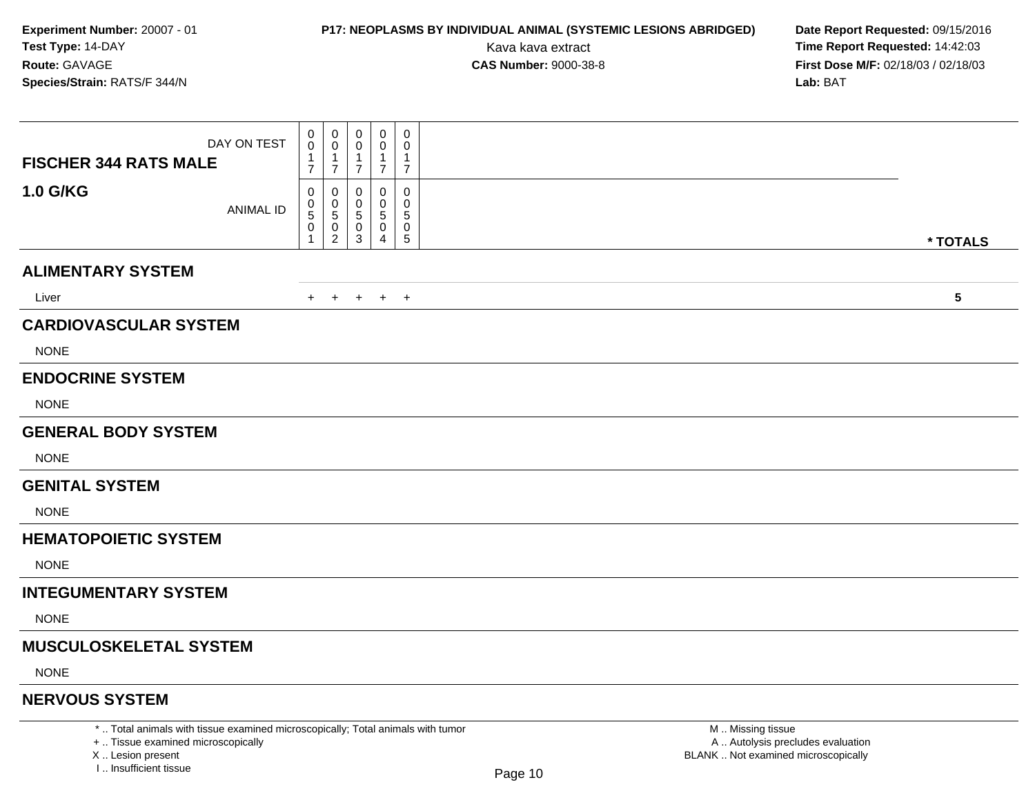**Experiment Number:** 20007 - 01
**Test Type:** 14-DAY
**Route:** GAVAGE
**Species/Strain:** RATS/F 344/N

**P17: NEOPLASMS BY INDIVIDUAL ANIMAL (SYSTEMIC LESIONS ABRIDGED)**
Kava kava extract
**CAS Number:** 9000-38-8

**Date Report Requested:** 09/15/2016
**Time Report Requested:** 14:42:03
**First Dose M/F:** 02/18/03 / 02/18/03
**Lab:** BAT

| **FISCHER 344 RATS MALE** DAY ON TEST | 0017 | 0017 | 0017 | 0017 | 0017 | |
|---|---|---|---|---|---|---|
| **1.0 G/KG** ANIMAL ID | 00501 | 00502 | 00503 | 00504 | 00505 | *** TOTALS** |
| **ALIMENTARY SYSTEM** | | | | | | |
| Liver | + | + | + | + | + | **5** |
| **CARDIOVASCULAR SYSTEM** | | | | | | |
| NONE | | | | | | |
| **ENDOCRINE SYSTEM** | | | | | | |
| NONE | | | | | | |
| **GENERAL BODY SYSTEM** | | | | | | |
| NONE | | | | | | |
| **GENITAL SYSTEM** | | | | | | |
| NONE | | | | | | |
| **HEMATOPOIETIC SYSTEM** | | | | | | |
| NONE | | | | | | |
| **INTEGUMENTARY SYSTEM** | | | | | | |
| NONE | | | | | | |
| **MUSCULOSKELETAL SYSTEM** | | | | | | |
| NONE | | | | | | |
| **NERVOUS SYSTEM** | | | | | | |

* .. Total animals with tissue examined microscopically; Total animals with tumor
+ .. Tissue examined microscopically
X .. Lesion present
I .. Insufficient tissue

M .. Missing tissue
A .. Autolysis precludes evaluation
BLANK .. Not examined microscopically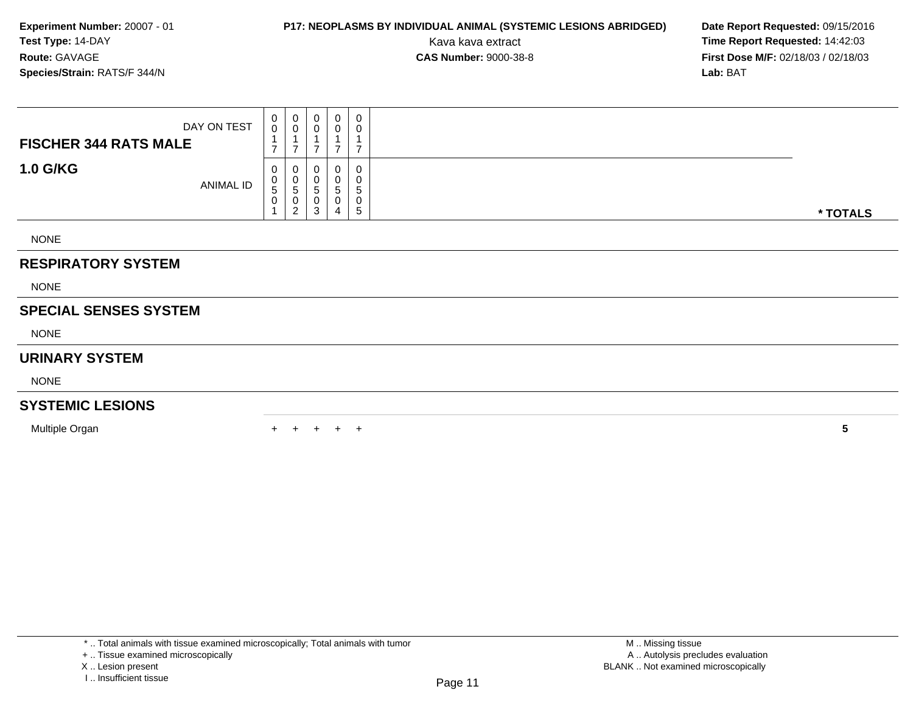**Experiment Number:** 20007 - 01
**Test Type:** 14-DAY
**Route:** GAVAGE
**Species/Strain:** RATS/F 344/N

**P17: NEOPLASMS BY INDIVIDUAL ANIMAL (SYSTEMIC LESIONS ABRIDGED)**
Kava kava extract
**CAS Number:** 9000-38-8

**Date Report Requested:** 09/15/2016
**Time Report Requested:** 14:42:03
**First Dose M/F:** 02/18/03 / 02/18/03
**Lab:** BAT

| **FISCHER 344 RATS MALE** DAY ON TEST | 0017 | 0017 | 0017 | 0017 | 0017 | |
|---|---|---|---|---|---|---|
| **1.0 G/KG** ANIMAL ID | 00501 | 00502 | 00503 | 00504 | 00505 | *** TOTALS** |
| NONE | | | | | | |
| **RESPIRATORY SYSTEM** | | | | | | |
| NONE | | | | | | |
| **SPECIAL SENSES SYSTEM** | | | | | | |
| NONE | | | | | | |
| **URINARY SYSTEM** | | | | | | |
| NONE | | | | | | |
| **SYSTEMIC LESIONS** | | | | | | |
| Multiple Organ | + | + | + | + | + | **5** |

* .. Total animals with tissue examined microscopically; Total animals with tumor
+ .. Tissue examined microscopically
X .. Lesion present
I .. Insufficient tissue

M .. Missing tissue
A .. Autolysis precludes evaluation
BLANK .. Not examined microscopically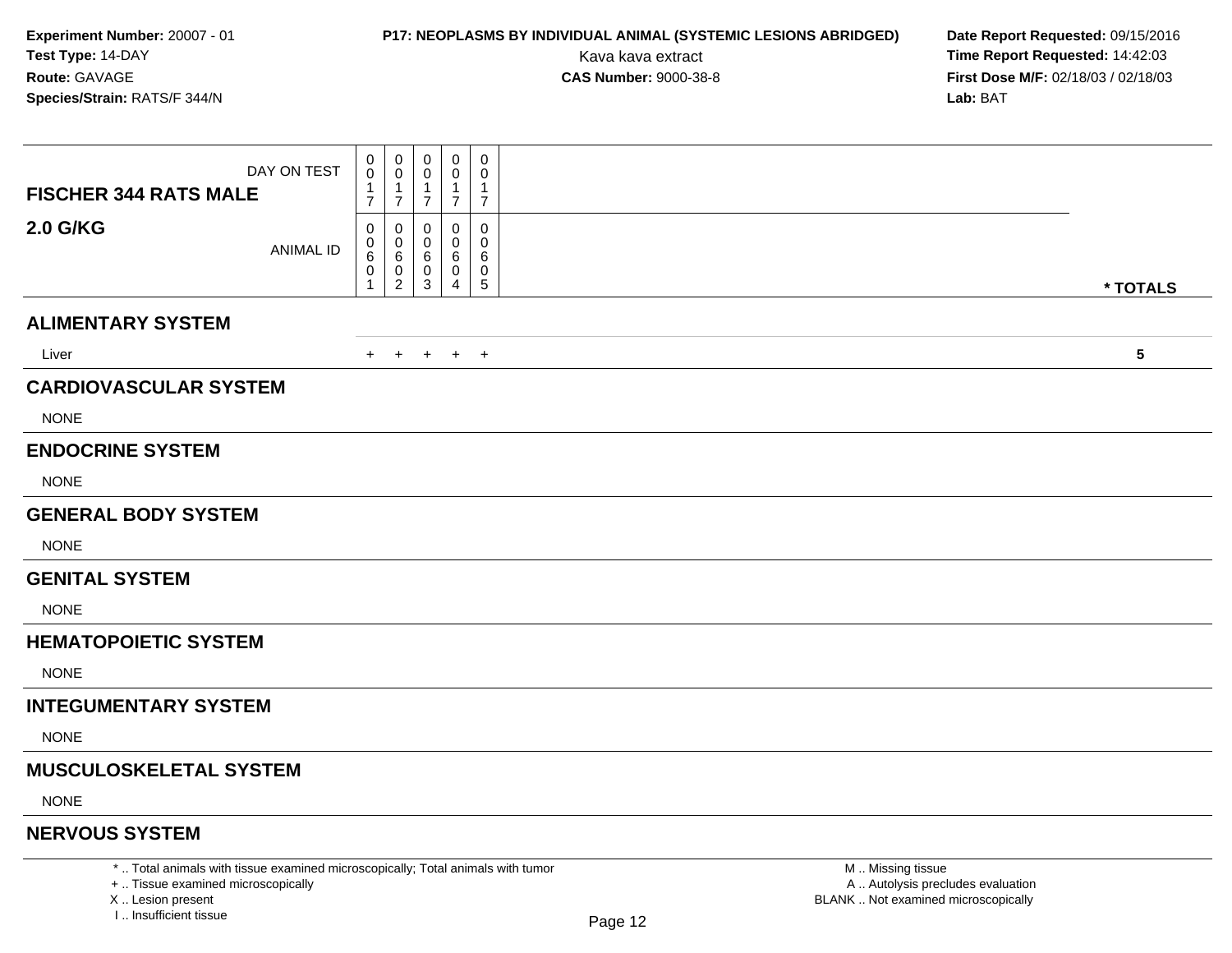**Experiment Number:** 20007 - 01
**Test Type:** 14-DAY
**Route:** GAVAGE
**Species/Strain:** RATS/F 344/N

**P17: NEOPLASMS BY INDIVIDUAL ANIMAL (SYSTEMIC LESIONS ABRIDGED)**
Kava kava extract
**CAS Number:** 9000-38-8

**Date Report Requested:** 09/15/2016
**Time Report Requested:** 14:42:03
**First Dose M/F:** 02/18/03 / 02/18/03
**Lab:** BAT

| FISCHER 344 RATS MALE 2.0 G/KG | | | | | | |
|---|---|---|---|---|---|---|
| DAY ON TEST | 0017 | 0017 | 0017 | 0017 | 0017 | |
| ANIMAL ID | 00601 | 00602 | 00603 | 00604 | 00605 | * TOTALS |
| **ALIMENTARY SYSTEM** | | | | | | |
| Liver | + | + | + | + | + | 5 |
| **CARDIOVASCULAR SYSTEM** | | | | | | |
| NONE | | | | | | |
| **ENDOCRINE SYSTEM** | | | | | | |
| NONE | | | | | | |
| **GENERAL BODY SYSTEM** | | | | | | |
| NONE | | | | | | |
| **GENITAL SYSTEM** | | | | | | |
| NONE | | | | | | |
| **HEMATOPOIETIC SYSTEM** | | | | | | |
| NONE | | | | | | |
| **INTEGUMENTARY SYSTEM** | | | | | | |
| NONE | | | | | | |
| **MUSCULOSKELETAL SYSTEM** | | | | | | |
| NONE | | | | | | |
| **NERVOUS SYSTEM** | | | | | | |

* .. Total animals with tissue examined microscopically; Total animals with tumor
+ .. Tissue examined microscopically
X .. Lesion present
I .. Insufficient tissue

M .. Missing tissue
A .. Autolysis precludes evaluation
BLANK .. Not examined microscopically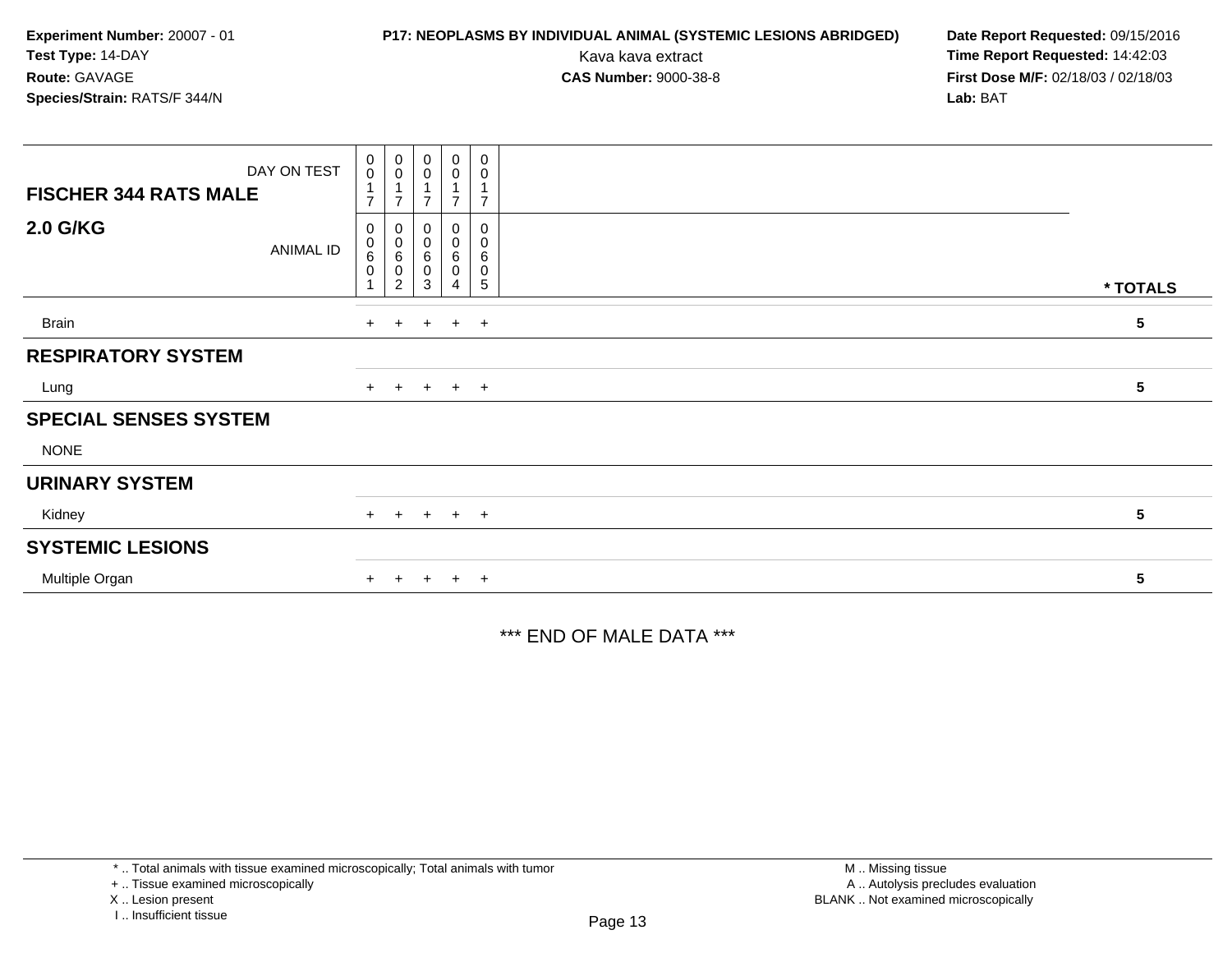**Experiment Number:** 20007 - 01
**Test Type:** 14-DAY
**Route:** GAVAGE
**Species/Strain:** RATS/F 344/N

**P17: NEOPLASMS BY INDIVIDUAL ANIMAL (SYSTEMIC LESIONS ABRIDGED)**
Kava kava extract
**CAS Number:** 9000-38-8

**Date Report Requested:** 09/15/2016
**Time Report Requested:** 14:42:03
**First Dose M/F:** 02/18/03 / 02/18/03
**Lab:** BAT

| FISCHER 344 RATS MALE 2.0 G/KG | | | | | | |
|---|---|---|---|---|---|---|
| DAY ON TEST | 0017 | 0017 | 0017 | 0017 | 0017 | |
| ANIMAL ID | 00601 | 00602 | 00603 | 00604 | 00605 | * TOTALS |
| Brain | + | + | + | + | + | 5 |
| **RESPIRATORY SYSTEM** | | | | | | |
| Lung | + | + | + | + | + | 5 |
| **SPECIAL SENSES SYSTEM** | | | | | | |
| NONE | | | | | | |
| **URINARY SYSTEM** | | | | | | |
| Kidney | + | + | + | + | + | 5 |
| **SYSTEMIC LESIONS** | | | | | | |
| Multiple Organ | + | + | + | + | + | 5 |

*** END OF MALE DATA ***

* .. Total animals with tissue examined microscopically; Total animals with tumor
+ .. Tissue examined microscopically
X .. Lesion present
I .. Insufficient tissue

M .. Missing tissue
A .. Autolysis precludes evaluation
BLANK .. Not examined microscopically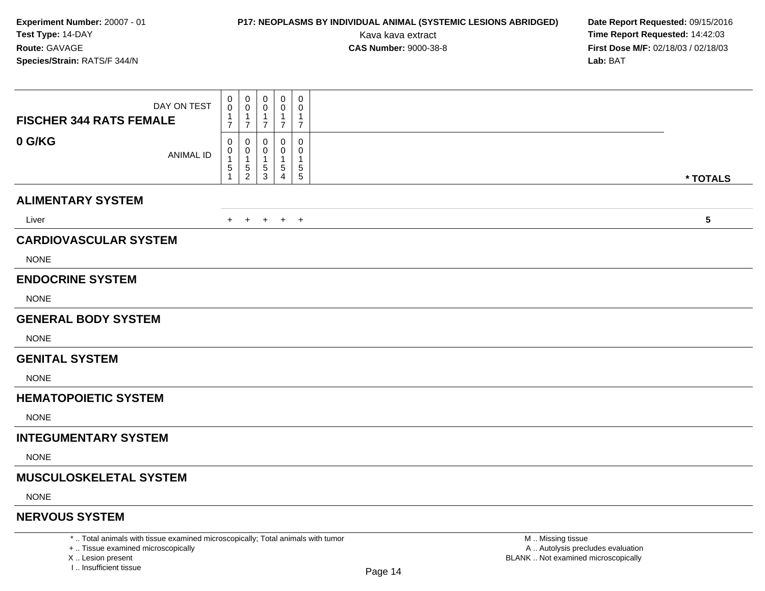**Experiment Number:** 20007 - 01
**Test Type:** 14-DAY
**Route:** GAVAGE
**Species/Strain:** RATS/F 344/N

**P17: NEOPLASMS BY INDIVIDUAL ANIMAL (SYSTEMIC LESIONS ABRIDGED)**
Kava kava extract
**CAS Number:** 9000-38-8

**Date Report Requested:** 09/15/2016
**Time Report Requested:** 14:42:03
**First Dose M/F:** 02/18/03 / 02/18/03
**Lab:** BAT

| **FISCHER 344 RATS FEMALE** DAY ON TEST | 0017 | 0017 | 0017 | 0017 | 0017 | |
|---|---|---|---|---|---|---|
| **0 G/KG** ANIMAL ID | 00151 | 00152 | 00153 | 00154 | 00155 | *** TOTALS** |
| **ALIMENTARY SYSTEM** | | | | | | |
| Liver | + | + | + | + | + | **5** |
| **CARDIOVASCULAR SYSTEM** | | | | | | |
| NONE | | | | | | |
| **ENDOCRINE SYSTEM** | | | | | | |
| NONE | | | | | | |
| **GENERAL BODY SYSTEM** | | | | | | |
| NONE | | | | | | |
| **GENITAL SYSTEM** | | | | | | |
| NONE | | | | | | |
| **HEMATOPOIETIC SYSTEM** | | | | | | |
| NONE | | | | | | |
| **INTEGUMENTARY SYSTEM** | | | | | | |
| NONE | | | | | | |
| **MUSCULOSKELETAL SYSTEM** | | | | | | |
| NONE | | | | | | |
| **NERVOUS SYSTEM** | | | | | | |

\* .. Total animals with tissue examined microscopically; Total animals with tumor
\+ .. Tissue examined microscopically
X .. Lesion present
I .. Insufficient tissue

M .. Missing tissue
A .. Autolysis precludes evaluation
BLANK .. Not examined microscopically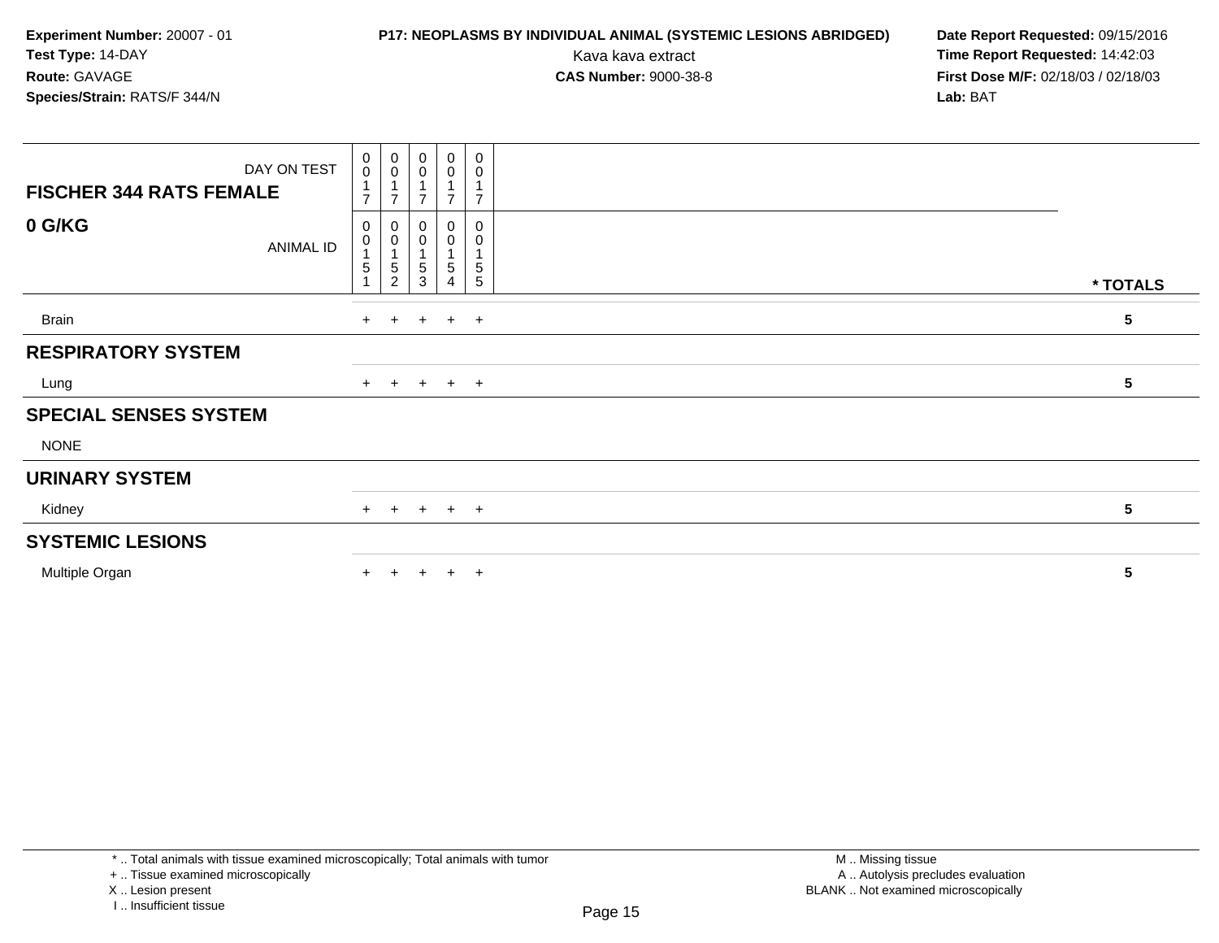**Experiment Number:** 20007 - 01
**Test Type:** 14-DAY
**Route:** GAVAGE
**Species/Strain:** RATS/F 344/N

**P17: NEOPLASMS BY INDIVIDUAL ANIMAL (SYSTEMIC LESIONS ABRIDGED)**
Kava kava extract
**CAS Number:** 9000-38-8

**Date Report Requested:** 09/15/2016
**Time Report Requested:** 14:42:03
**First Dose M/F:** 02/18/03 / 02/18/03
**Lab:** BAT

| FISCHER 344 RATS FEMALE — DAY ON TEST | 0017 | 0017 | 0017 | 0017 | 0017 | |
|---|---|---|---|---|---|---|
| **0 G/KG** — ANIMAL ID | 00151 | 00152 | 00153 | 00154 | 00155 | *** TOTALS** |
| Brain | + | + | + | + | + | **5** |
| **RESPIRATORY SYSTEM** | | | | | | |
| Lung | + | + | + | + | + | **5** |
| **SPECIAL SENSES SYSTEM** | | | | | | |
| NONE | | | | | | |
| **URINARY SYSTEM** | | | | | | |
| Kidney | + | + | + | + | + | **5** |
| **SYSTEMIC LESIONS** | | | | | | |
| Multiple Organ | + | + | + | + | + | **5** |

* .. Total animals with tissue examined microscopically; Total animals with tumor
+ .. Tissue examined microscopically
X .. Lesion present
I .. Insufficient tissue

M .. Missing tissue
A .. Autolysis precludes evaluation
BLANK .. Not examined microscopically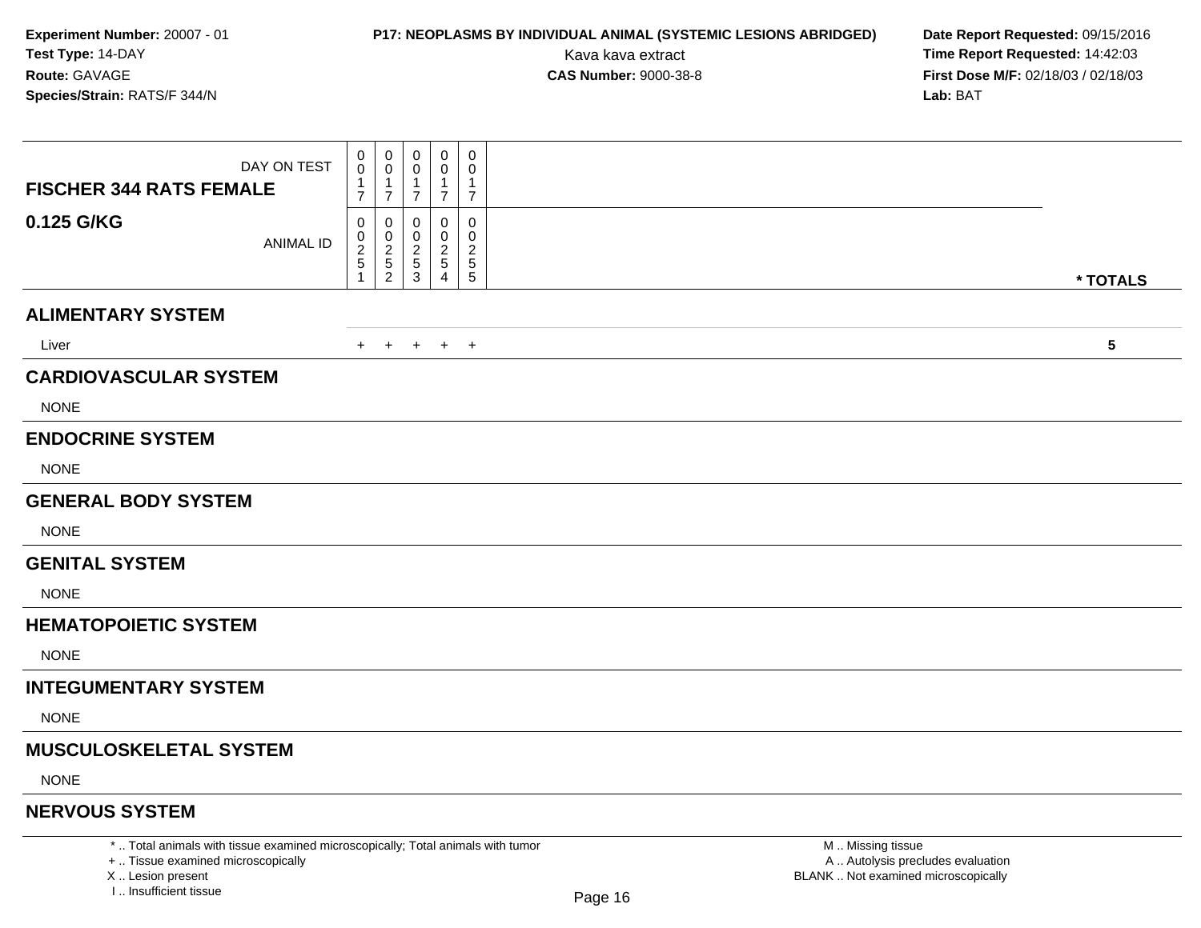**Experiment Number:** 20007 - 01
**Test Type:** 14-DAY
**Route:** GAVAGE
**Species/Strain:** RATS/F 344/N

**P17: NEOPLASMS BY INDIVIDUAL ANIMAL (SYSTEMIC LESIONS ABRIDGED)**
Kava kava extract
**CAS Number:** 9000-38-8

**Date Report Requested:** 09/15/2016
**Time Report Requested:** 14:42:03
**First Dose M/F:** 02/18/03 / 02/18/03
**Lab:** BAT

| **FISCHER 344 RATS FEMALE** DAY ON TEST | 0017 | 0017 | 0017 | 0017 | 0017 | |
|---|---|---|---|---|---|---|
| **0.125 G/KG** ANIMAL ID | 00251 | 00252 | 00253 | 00254 | 00255 | *** TOTALS** |
| **ALIMENTARY SYSTEM** | | | | | | |
| Liver | + | + | + | + | + | **5** |
| **CARDIOVASCULAR SYSTEM** | | | | | | |
| NONE | | | | | | |
| **ENDOCRINE SYSTEM** | | | | | | |
| NONE | | | | | | |
| **GENERAL BODY SYSTEM** | | | | | | |
| NONE | | | | | | |
| **GENITAL SYSTEM** | | | | | | |
| NONE | | | | | | |
| **HEMATOPOIETIC SYSTEM** | | | | | | |
| NONE | | | | | | |
| **INTEGUMENTARY SYSTEM** | | | | | | |
| NONE | | | | | | |
| **MUSCULOSKELETAL SYSTEM** | | | | | | |
| NONE | | | | | | |
| **NERVOUS SYSTEM** | | | | | | |

\* .. Total animals with tissue examined microscopically; Total animals with tumor
\+ .. Tissue examined microscopically
X .. Lesion present
I .. Insufficient tissue

M .. Missing tissue
A .. Autolysis precludes evaluation
BLANK .. Not examined microscopically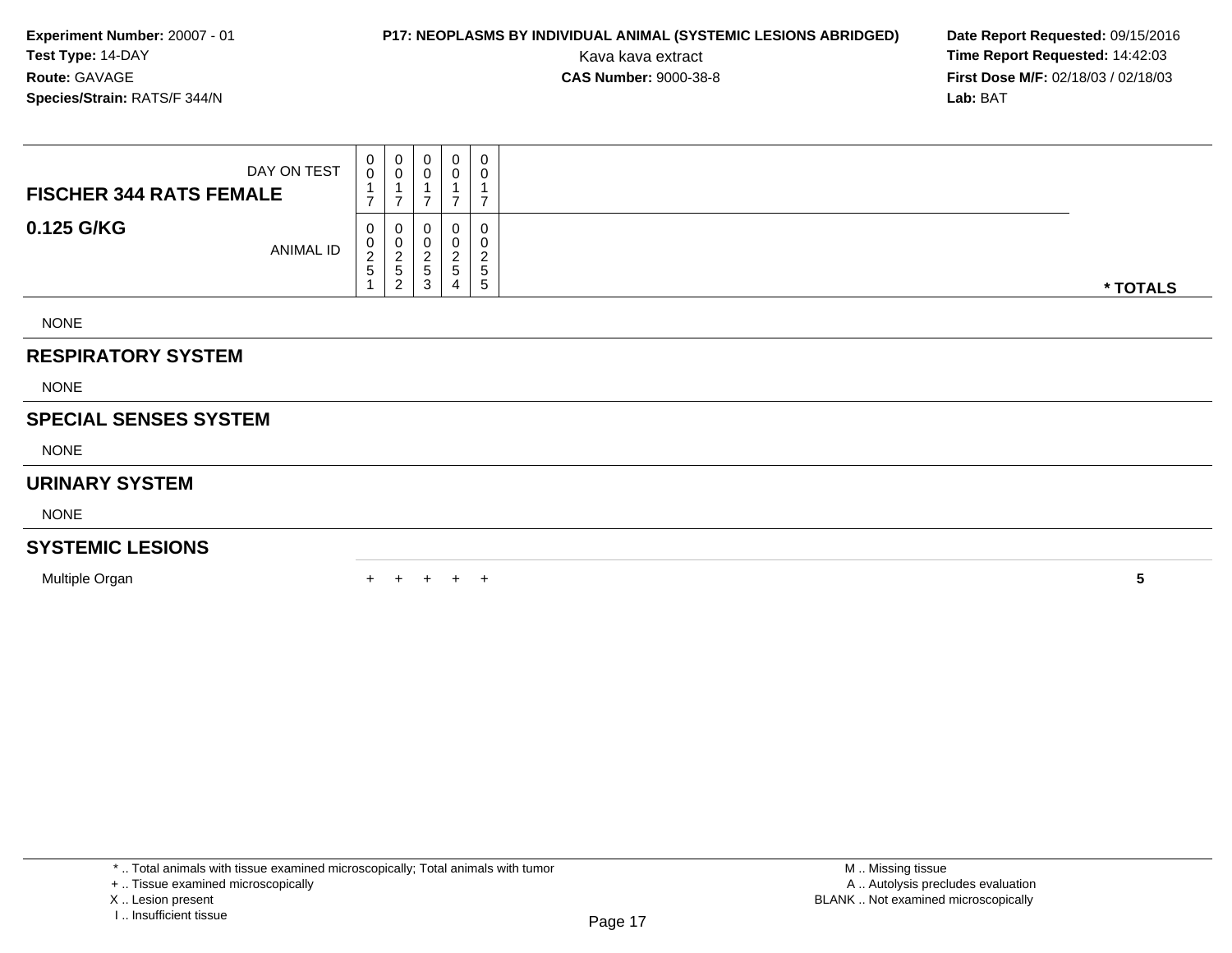**Experiment Number:** 20007 - 01
**Test Type:** 14-DAY
**Route:** GAVAGE
**Species/Strain:** RATS/F 344/N

**P17: NEOPLASMS BY INDIVIDUAL ANIMAL (SYSTEMIC LESIONS ABRIDGED)**
Kava kava extract
**CAS Number:** 9000-38-8

**Date Report Requested:** 09/15/2016
**Time Report Requested:** 14:42:03
**First Dose M/F:** 02/18/03 / 02/18/03
**Lab:** BAT

| **FISCHER 344 RATS FEMALE** DAY ON TEST | 0017 | 0017 | 0017 | 0017 | 0017 | |
|---|---|---|---|---|---|---|
| **0.125 G/KG** ANIMAL ID | 00251 | 00252 | 00253 | 00254 | 00255 | *** TOTALS** |
| NONE | | | | | | |
| **RESPIRATORY SYSTEM** | | | | | | |
| NONE | | | | | | |
| **SPECIAL SENSES SYSTEM** | | | | | | |
| NONE | | | | | | |
| **URINARY SYSTEM** | | | | | | |
| NONE | | | | | | |
| **SYSTEMIC LESIONS** | | | | | | |
| Multiple Organ | + | + | + | + | + | **5** |

* .. Total animals with tissue examined microscopically; Total animals with tumor
+ .. Tissue examined microscopically
X .. Lesion present
I .. Insufficient tissue

M .. Missing tissue
A .. Autolysis precludes evaluation
BLANK .. Not examined microscopically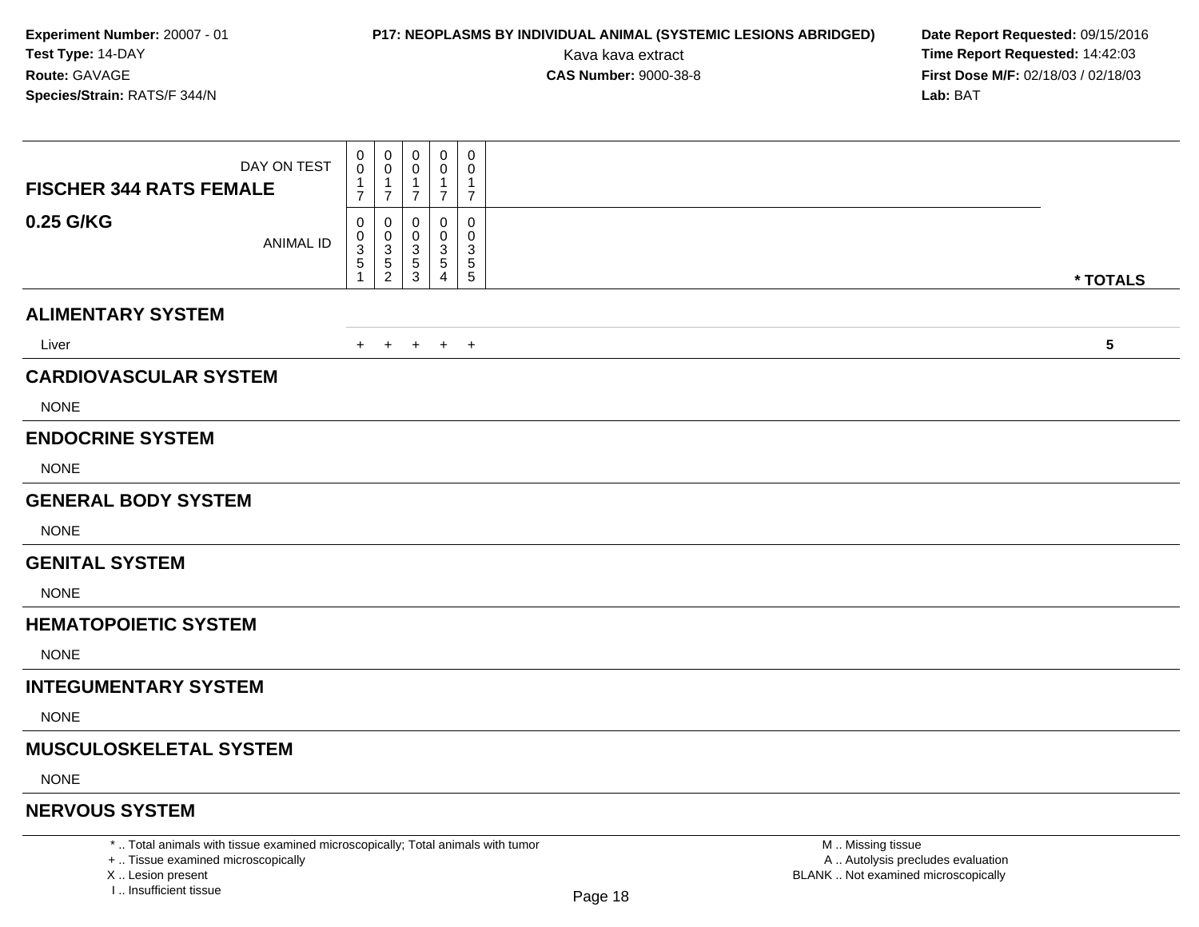**Experiment Number:** 20007 - 01
**Test Type:** 14-DAY
**Route:** GAVAGE
**Species/Strain:** RATS/F 344/N

**P17: NEOPLASMS BY INDIVIDUAL ANIMAL (SYSTEMIC LESIONS ABRIDGED)**
Kava kava extract
**CAS Number:** 9000-38-8

**Date Report Requested:** 09/15/2016
**Time Report Requested:** 14:42:03
**First Dose M/F:** 02/18/03 / 02/18/03
**Lab:** BAT

| **FISCHER 344 RATS FEMALE** DAY ON TEST | 0017 | 0017 | 0017 | 0017 | 0017 | |
|---|---|---|---|---|---|---|
| **0.25 G/KG** ANIMAL ID | 00351 | 00352 | 00353 | 00354 | 00355 | *** TOTALS** |
| **ALIMENTARY SYSTEM** | | | | | | |
| Liver | + | + | + | + | + | **5** |
| **CARDIOVASCULAR SYSTEM** | | | | | | |
| NONE | | | | | | |
| **ENDOCRINE SYSTEM** | | | | | | |
| NONE | | | | | | |
| **GENERAL BODY SYSTEM** | | | | | | |
| NONE | | | | | | |
| **GENITAL SYSTEM** | | | | | | |
| NONE | | | | | | |
| **HEMATOPOIETIC SYSTEM** | | | | | | |
| NONE | | | | | | |
| **INTEGUMENTARY SYSTEM** | | | | | | |
| NONE | | | | | | |
| **MUSCULOSKELETAL SYSTEM** | | | | | | |
| NONE | | | | | | |
| **NERVOUS SYSTEM** | | | | | | |

\* .. Total animals with tissue examined microscopically; Total animals with tumor
\+ .. Tissue examined microscopically
X .. Lesion present
I .. Insufficient tissue

M .. Missing tissue
A .. Autolysis precludes evaluation
BLANK .. Not examined microscopically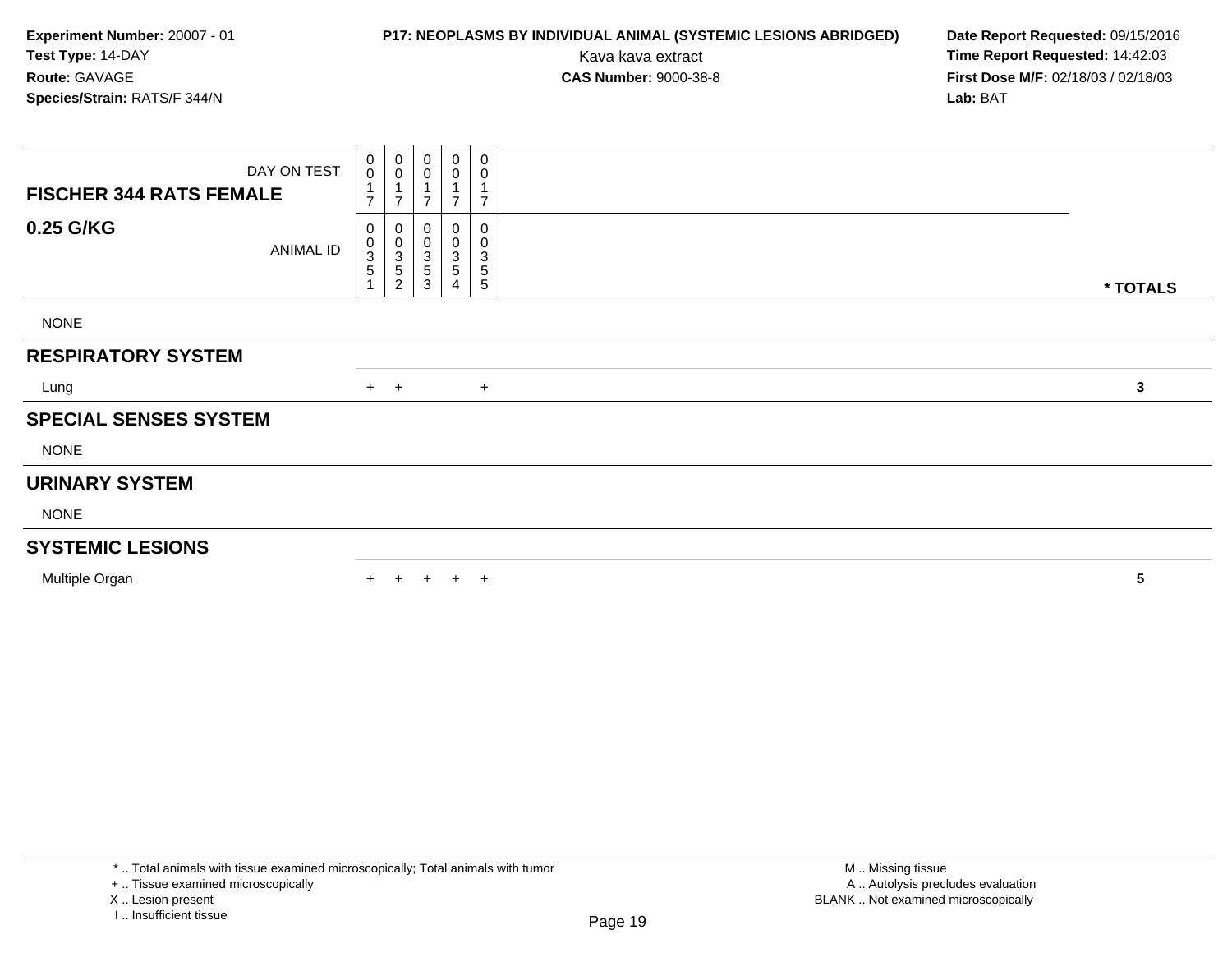**Experiment Number:** 20007 - 01
**Test Type:** 14-DAY
**Route:** GAVAGE
**Species/Strain:** RATS/F 344/N

**P17: NEOPLASMS BY INDIVIDUAL ANIMAL (SYSTEMIC LESIONS ABRIDGED)**
Kava kava extract
**CAS Number:** 9000-38-8

**Date Report Requested:** 09/15/2016
**Time Report Requested:** 14:42:03
**First Dose M/F:** 02/18/03 / 02/18/03
**Lab:** BAT

| **FISCHER 344 RATS FEMALE** DAY ON TEST | 0017 | 0017 | 0017 | 0017 | 0017 | |
|---|---|---|---|---|---|---|
| **0.25 G/KG** ANIMAL ID | 00351 | 00352 | 00353 | 00354 | 00355 | *** TOTALS** |
| NONE | | | | | | |
| **RESPIRATORY SYSTEM** | | | | | | |
| Lung | + | + | | | + | **3** |
| **SPECIAL SENSES SYSTEM** | | | | | | |
| NONE | | | | | | |
| **URINARY SYSTEM** | | | | | | |
| NONE | | | | | | |
| **SYSTEMIC LESIONS** | | | | | | |
| Multiple Organ | + | + | + | + | + | **5** |

* .. Total animals with tissue examined microscopically; Total animals with tumor
+ .. Tissue examined microscopically
X .. Lesion present
I .. Insufficient tissue

M .. Missing tissue
A .. Autolysis precludes evaluation
BLANK .. Not examined microscopically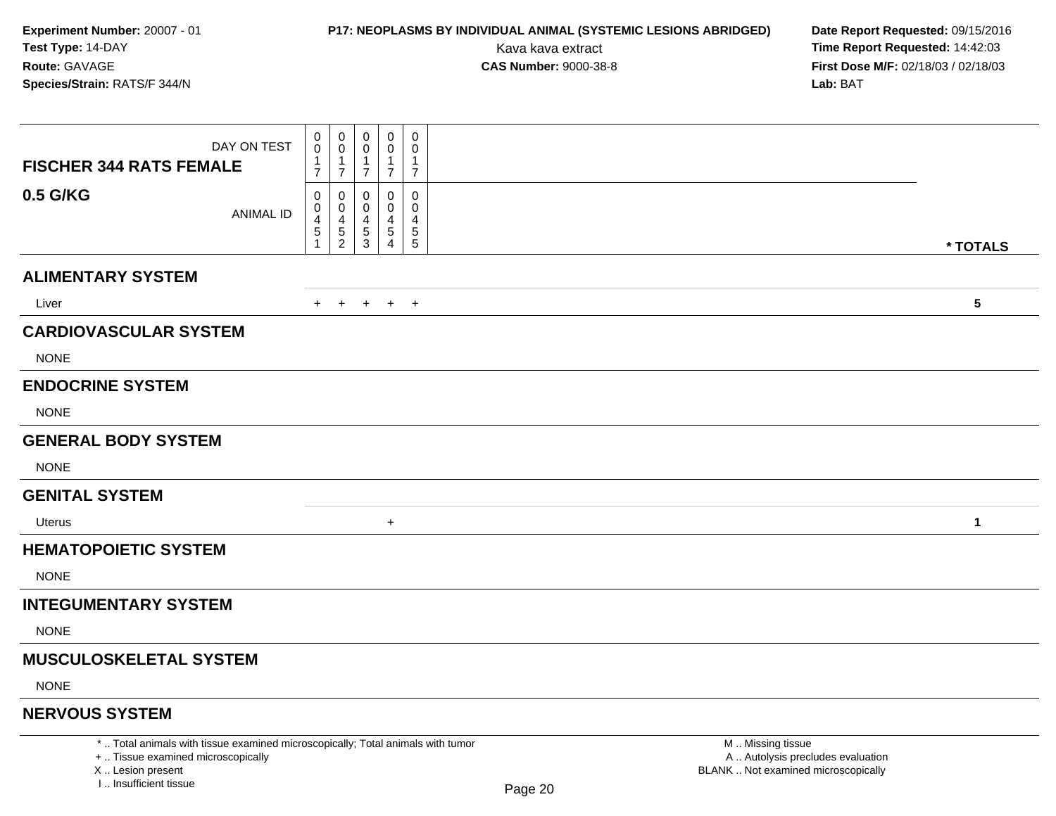**Experiment Number:** 20007 - 01
**Test Type:** 14-DAY
**Route:** GAVAGE
**Species/Strain:** RATS/F 344/N

**P17: NEOPLASMS BY INDIVIDUAL ANIMAL (SYSTEMIC LESIONS ABRIDGED)**
Kava kava extract
**CAS Number:** 9000-38-8

**Date Report Requested:** 09/15/2016
**Time Report Requested:** 14:42:03
**First Dose M/F:** 02/18/03 / 02/18/03
**Lab:** BAT

| FISCHER 344 RATS FEMALE 0.5 G/KG | | | | | | |
|---|---|---|---|---|---|---|
| DAY ON TEST | 0017 | 0017 | 0017 | 0017 | 0017 | |
| ANIMAL ID | 00451 | 00452 | 00453 | 00454 | 00455 | * TOTALS |
| **ALIMENTARY SYSTEM** | | | | | | |
| Liver | + | + | + | + | + | **5** |
| **CARDIOVASCULAR SYSTEM** | | | | | | |
| NONE | | | | | | |
| **ENDOCRINE SYSTEM** | | | | | | |
| NONE | | | | | | |
| **GENERAL BODY SYSTEM** | | | | | | |
| NONE | | | | | | |
| **GENITAL SYSTEM** | | | | | | |
| Uterus | | | | + | | **1** |
| **HEMATOPOIETIC SYSTEM** | | | | | | |
| NONE | | | | | | |
| **INTEGUMENTARY SYSTEM** | | | | | | |
| NONE | | | | | | |
| **MUSCULOSKELETAL SYSTEM** | | | | | | |
| NONE | | | | | | |
| **NERVOUS SYSTEM** | | | | | | |

* .. Total animals with tissue examined microscopically; Total animals with tumor
+ .. Tissue examined microscopically
X .. Lesion present
I .. Insufficient tissue

M .. Missing tissue
A .. Autolysis precludes evaluation
BLANK .. Not examined microscopically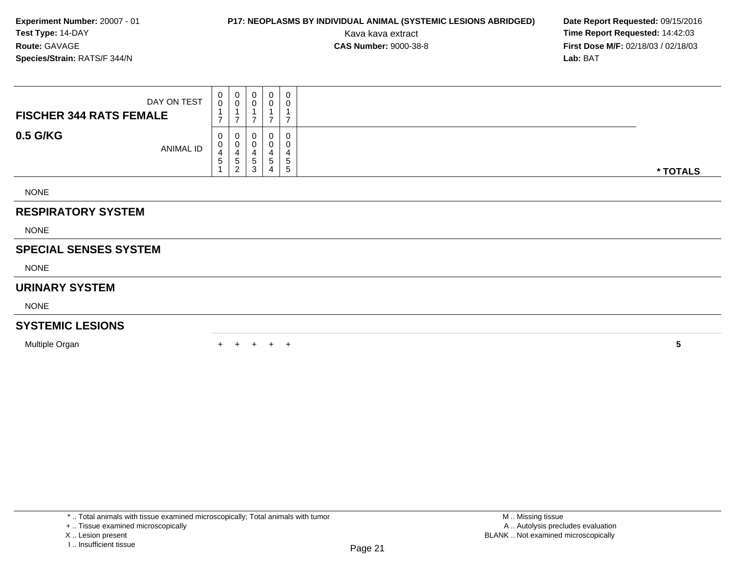**Experiment Number:** 20007 - 01
**Test Type:** 14-DAY
**Route:** GAVAGE
**Species/Strain:** RATS/F 344/N

**P17: NEOPLASMS BY INDIVIDUAL ANIMAL (SYSTEMIC LESIONS ABRIDGED)**
Kava kava extract
**CAS Number:** 9000-38-8

**Date Report Requested:** 09/15/2016
**Time Report Requested:** 14:42:03
**First Dose M/F:** 02/18/03 / 02/18/03
**Lab:** BAT

| FISCHER 344 RATS FEMALE | | | | | | |
|---|---|---|---|---|---|---|
| DAY ON TEST | 0017 | 0017 | 0017 | 0017 | 0017 | |
| **0.5 G/KG** ANIMAL ID | 00451 | 00452 | 00453 | 00454 | 00455 | * TOTALS |
| NONE | | | | | | |
| **RESPIRATORY SYSTEM** | | | | | | |
| NONE | | | | | | |
| **SPECIAL SENSES SYSTEM** | | | | | | |
| NONE | | | | | | |
| **URINARY SYSTEM** | | | | | | |
| NONE | | | | | | |
| **SYSTEMIC LESIONS** | | | | | | |
| Multiple Organ | + | + | + | + | + | 5 |

* .. Total animals with tissue examined microscopically; Total animals with tumor
+ .. Tissue examined microscopically
X .. Lesion present
I .. Insufficient tissue

M .. Missing tissue
A .. Autolysis precludes evaluation
BLANK .. Not examined microscopically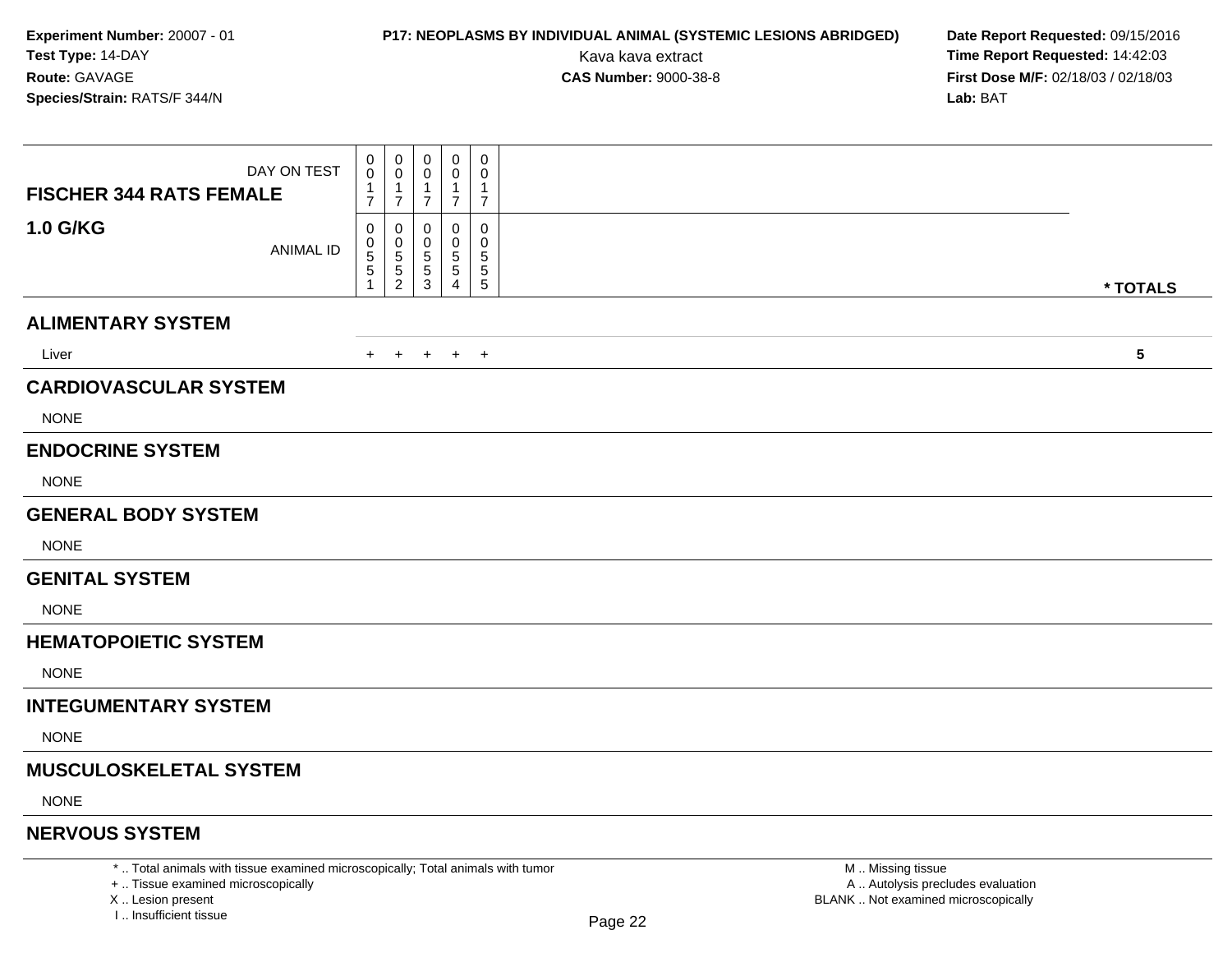**Experiment Number:** 20007 - 01
**Test Type:** 14-DAY
**Route:** GAVAGE
**Species/Strain:** RATS/F 344/N

**P17: NEOPLASMS BY INDIVIDUAL ANIMAL (SYSTEMIC LESIONS ABRIDGED)**
Kava kava extract
**CAS Number:** 9000-38-8

**Date Report Requested:** 09/15/2016
**Time Report Requested:** 14:42:03
**First Dose M/F:** 02/18/03 / 02/18/03
**Lab:** BAT

| **FISCHER 344 RATS FEMALE** DAY ON TEST | 0017 | 0017 | 0017 | 0017 | 0017 | |
|---|---|---|---|---|---|---|
| **1.0 G/KG** ANIMAL ID | 00551 | 00552 | 00553 | 00554 | 00555 | *** TOTALS** |
| **ALIMENTARY SYSTEM** | | | | | | |
| Liver | + | + | + | + | + | **5** |
| **CARDIOVASCULAR SYSTEM** | | | | | | |
| NONE | | | | | | |
| **ENDOCRINE SYSTEM** | | | | | | |
| NONE | | | | | | |
| **GENERAL BODY SYSTEM** | | | | | | |
| NONE | | | | | | |
| **GENITAL SYSTEM** | | | | | | |
| NONE | | | | | | |
| **HEMATOPOIETIC SYSTEM** | | | | | | |
| NONE | | | | | | |
| **INTEGUMENTARY SYSTEM** | | | | | | |
| NONE | | | | | | |
| **MUSCULOSKELETAL SYSTEM** | | | | | | |
| NONE | | | | | | |
| **NERVOUS SYSTEM** | | | | | | |

* .. Total animals with tissue examined microscopically; Total animals with tumor
+ .. Tissue examined microscopically
X .. Lesion present
I .. Insufficient tissue

M .. Missing tissue
A .. Autolysis precludes evaluation
BLANK .. Not examined microscopically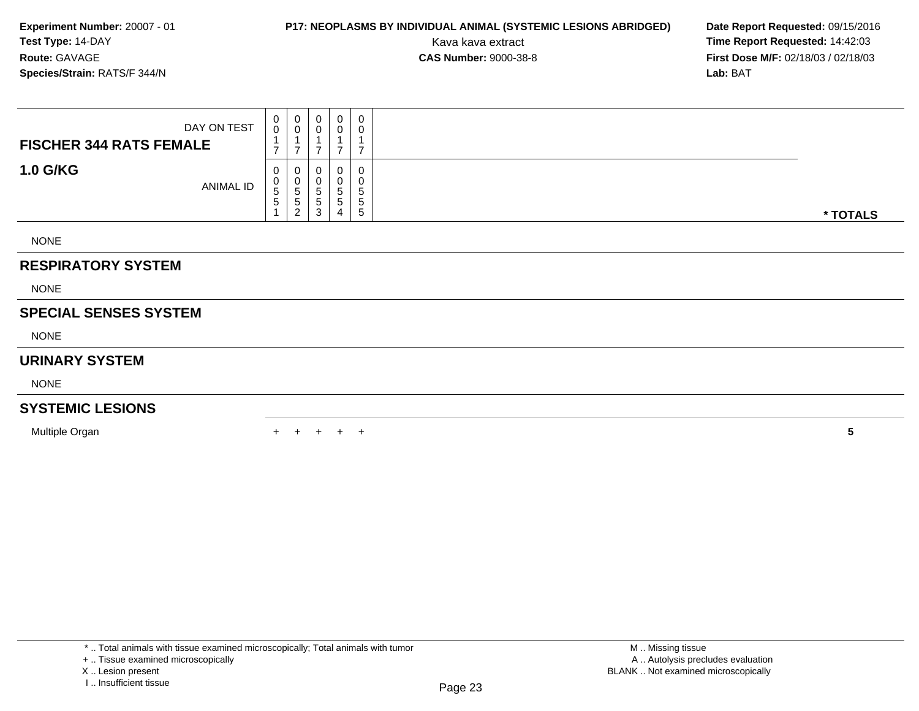**Experiment Number:** 20007 - 01
**Test Type:** 14-DAY
**Route:** GAVAGE
**Species/Strain:** RATS/F 344/N

**P17: NEOPLASMS BY INDIVIDUAL ANIMAL (SYSTEMIC LESIONS ABRIDGED)**
Kava kava extract
**CAS Number:** 9000-38-8

**Date Report Requested:** 09/15/2016
**Time Report Requested:** 14:42:03
**First Dose M/F:** 02/18/03 / 02/18/03
**Lab:** BAT

| FISCHER 344 RATS FEMALE / 1.0 G/KG | | | | | | |
|---|---|---|---|---|---|---|
| DAY ON TEST | 0017 | 0017 | 0017 | 0017 | 0017 | |
| ANIMAL ID | 00551 | 00552 | 00553 | 00554 | 00555 | * TOTALS |
| NONE | | | | | | |
| **RESPIRATORY SYSTEM** | | | | | | |
| NONE | | | | | | |
| **SPECIAL SENSES SYSTEM** | | | | | | |
| NONE | | | | | | |
| **URINARY SYSTEM** | | | | | | |
| NONE | | | | | | |
| **SYSTEMIC LESIONS** | | | | | | |
| Multiple Organ | + | + | + | + | + | 5 |

* .. Total animals with tissue examined microscopically; Total animals with tumor
+ .. Tissue examined microscopically
X .. Lesion present
I .. Insufficient tissue

M .. Missing tissue
A .. Autolysis precludes evaluation
BLANK .. Not examined microscopically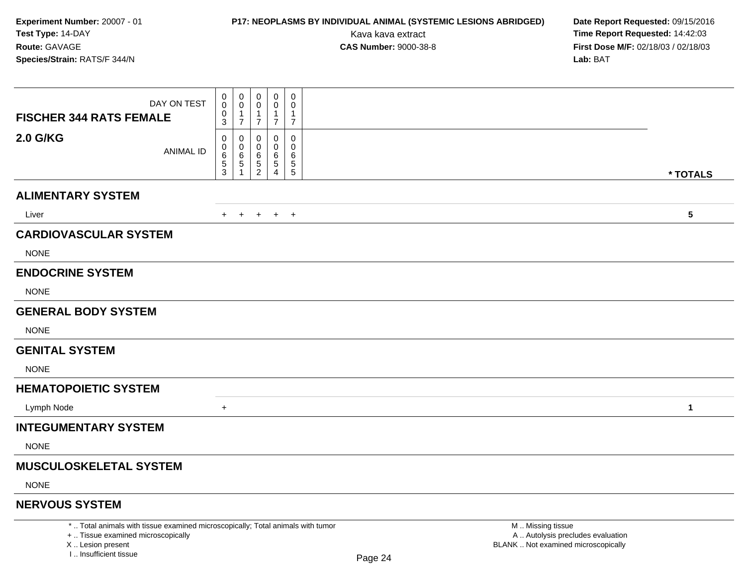**Experiment Number:** 20007 - 01
**Test Type:** 14-DAY
**Route:** GAVAGE
**Species/Strain:** RATS/F 344/N

**P17: NEOPLASMS BY INDIVIDUAL ANIMAL (SYSTEMIC LESIONS ABRIDGED)**
Kava kava extract
**CAS Number:** 9000-38-8

**Date Report Requested:** 09/15/2016
**Time Report Requested:** 14:42:03
**First Dose M/F:** 02/18/03 / 02/18/03
**Lab:** BAT

| FISCHER 344 RATS FEMALE 2.0 G/KG | | | | | | |
|---|---|---|---|---|---|---|
| DAY ON TEST | 0003 | 0017 | 0017 | 0017 | 0017 | |
| ANIMAL ID | 00653 | 00651 | 00652 | 00654 | 00655 | * TOTALS |
| **ALIMENTARY SYSTEM** | | | | | | |
| Liver | + | + | + | + | + | 5 |
| **CARDIOVASCULAR SYSTEM** | | | | | | |
| NONE | | | | | | |
| **ENDOCRINE SYSTEM** | | | | | | |
| NONE | | | | | | |
| **GENERAL BODY SYSTEM** | | | | | | |
| NONE | | | | | | |
| **GENITAL SYSTEM** | | | | | | |
| NONE | | | | | | |
| **HEMATOPOIETIC SYSTEM** | | | | | | |
| Lymph Node | + | | | | | 1 |
| **INTEGUMENTARY SYSTEM** | | | | | | |
| NONE | | | | | | |
| **MUSCULOSKELETAL SYSTEM** | | | | | | |
| NONE | | | | | | |
| **NERVOUS SYSTEM** | | | | | | |

\* .. Total animals with tissue examined microscopically; Total animals with tumor
\+ .. Tissue examined microscopically
X .. Lesion present
I .. Insufficient tissue

M .. Missing tissue
A .. Autolysis precludes evaluation
BLANK .. Not examined microscopically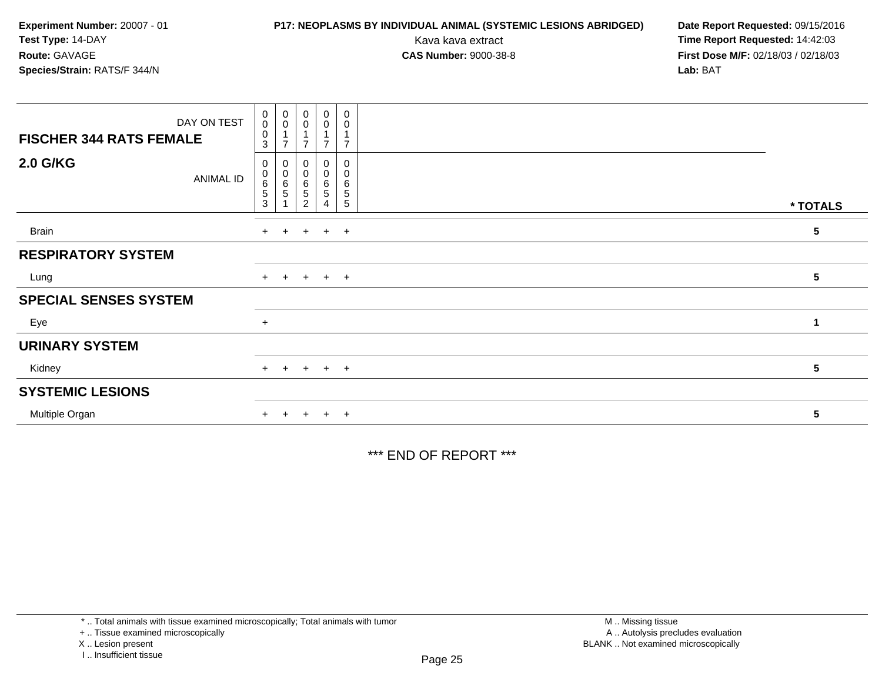**Experiment Number:** 20007 - 01
**Test Type:** 14-DAY
**Route:** GAVAGE
**Species/Strain:** RATS/F 344/N

**P17: NEOPLASMS BY INDIVIDUAL ANIMAL (SYSTEMIC LESIONS ABRIDGED)**
Kava kava extract
**CAS Number:** 9000-38-8

**Date Report Requested:** 09/15/2016
**Time Report Requested:** 14:42:03
**First Dose M/F:** 02/18/03 / 02/18/03
**Lab:** BAT

| FISCHER 344 RATS FEMALE 2.0 G/KG | | | | | | |
|---|---|---|---|---|---|---|
| DAY ON TEST | 0003 | 0017 | 0017 | 0017 | 0017 | |
| ANIMAL ID | 00653 | 00651 | 00652 | 00654 | 00655 | * TOTALS |
| Brain | + | + | + | + | + | 5 |
| **RESPIRATORY SYSTEM** | | | | | | |
| Lung | + | + | + | + | + | 5 |
| **SPECIAL SENSES SYSTEM** | | | | | | |
| Eye | + | | | | | 1 |
| **URINARY SYSTEM** | | | | | | |
| Kidney | + | + | + | + | + | 5 |
| **SYSTEMIC LESIONS** | | | | | | |
| Multiple Organ | + | + | + | + | + | 5 |

*** END OF REPORT ***

* .. Total animals with tissue examined microscopically; Total animals with tumor
+ .. Tissue examined microscopically
X .. Lesion present
I .. Insufficient tissue

M .. Missing tissue
A .. Autolysis precludes evaluation
BLANK .. Not examined microscopically